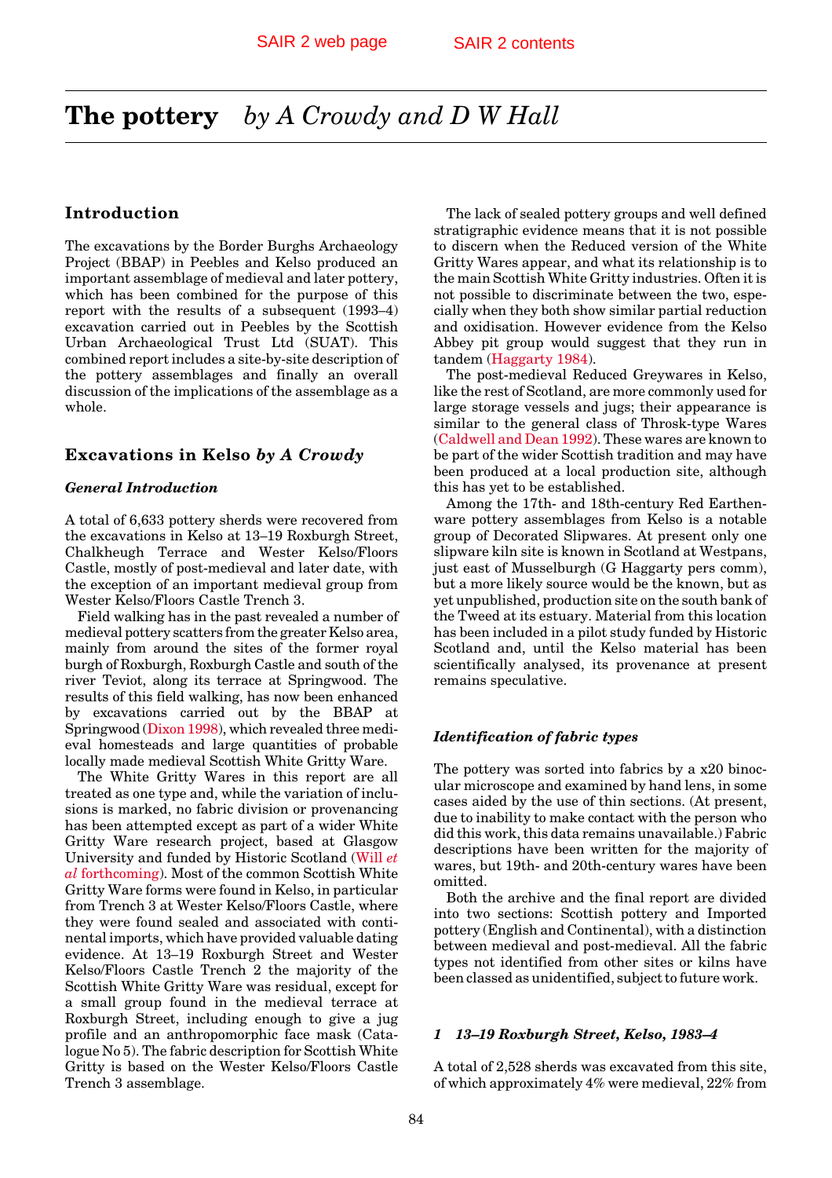SAIR 2 web page SAIR 2 contents

# The pottery *by A Crowdy and D W Hall*

## Introduction

The excavations by the Border Burghs Archaeology Project (BBAP) in Peebles and Kelso produced an important assemblage of medieval and later pottery, which has been combined for the purpose of this report with the results of a subsequent (1993–4) excavation carried out in Peebles by the Scottish Urban Archaeological Trust Ltd (SUAT). This combined report includes a site-by-site description of the pottery assemblages and finally an overall discussion of the implications of the assemblage as a whole.

## Excavations in Kelso *by A Crowdy*

### *General Introduction*

A total of 6,633 pottery sherds were recovered from the excavations in Kelso at 13–19 Roxburgh Street, Chalkheugh Terrace and Wester Kelso/Floors Castle, mostly of post-medieval and later date, with the exception of an important medieval group from Wester Kelso/Floors Castle Trench 3.

Field walking has in the past revealed a number of medieval pottery scatters from the greater Kelso area, mainly from around the sites of the former royal burgh of Roxburgh, Roxburgh Castle and south of the river Teviot, along its terrace at Springwood. The results of this field walking, has now been enhanced by excavations carried out by the BBAP at Springwood (Dixon 1998), which revealed three medieval homesteads and large quantities of probable locally made medieval Scottish White Gritty Ware.

The White Gritty Wares in this report are all treated as one type and, while the variation of inclusions is marked, no fabric division or provenancing has been attempted except as part of a wider White Gritty Ware research project, based at Glasgow University and funded by Historic Scotland (Will *et al* forthcoming). Most of the common Scottish White Gritty Ware forms were found in Kelso, in particular from Trench 3 at Wester Kelso/Floors Castle, where they were found sealed and associated with continental imports, which have provided valuable dating evidence. At 13–19 Roxburgh Street and Wester Kelso/Floors Castle Trench 2 the majority of the Scottish White Gritty Ware was residual, except for a small group found in the medieval terrace at Roxburgh Street, including enough to give a jug profile and an anthropomorphic face mask (Catalogue No 5). The fabric description for Scottish White Gritty is based on the Wester Kelso/Floors Castle Trench 3 assemblage.

The lack of sealed pottery groups and well defined stratigraphic evidence means that it is not possible to discern when the Reduced version of the White Gritty Wares appear, and what its relationship is to the main Scottish White Gritty industries. Often it is not possible to discriminate between the two, especially when they both show similar partial reduction and oxidisation. However evidence from the Kelso Abbey pit group would suggest that they run in tandem (Haggarty 1984).

The post-medieval Reduced Greywares in Kelso, like the rest of Scotland, are more commonly used for large storage vessels and jugs; their appearance is similar to the general class of Throsk-type Wares (Caldwell and Dean 1992). These wares are known to be part of the wider Scottish tradition and may have been produced at a local production site, although this has yet to be established.

Among the 17th- and 18th-century Red Earthenware pottery assemblages from Kelso is a notable group of Decorated Slipwares. At present only one slipware kiln site is known in Scotland at Westpans, just east of Musselburgh (G Haggarty pers comm), but a more likely source would be the known, but as yet unpublished, production site on the south bank of the Tweed at its estuary. Material from this location has been included in a pilot study funded by Historic Scotland and, until the Kelso material has been scientifically analysed, its provenance at present remains speculative.

### *Identification of fabric types*

The pottery was sorted into fabrics by a x20 binocular microscope and examined by hand lens, in some cases aided by the use of thin sections. (At present, due to inability to make contact with the person who did this work, this data remains unavailable.) Fabric descriptions have been written for the majority of wares, but 19th- and 20th-century wares have been omitted.

Both the archive and the final report are divided into two sections: Scottish pottery and Imported pottery (English and Continental), with a distinction between medieval and post-medieval. All the fabric types not identified from other sites or kilns have been classed as unidentified, subject to future work.

### *1 13–19 Roxburgh Street, Kelso, 1983–4*

A total of 2,528 sherds was excavated from this site, of which approximately 4% were medieval, 22% from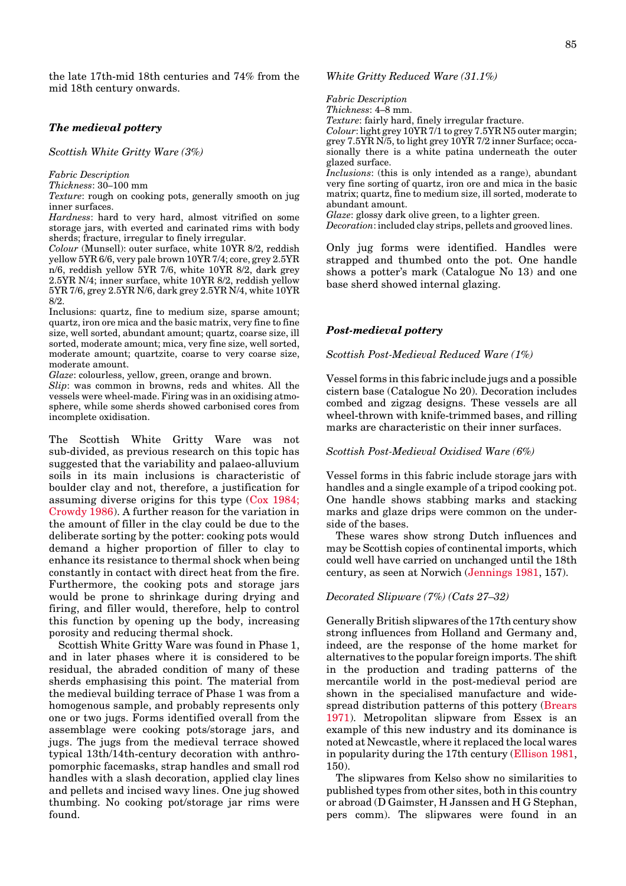the late 17th-mid 18th centuries and 74% from the mid 18th century onwards.

### *The medieval pottery*

*Scottish White Gritty Ware (3%)*

*Fabric Description*
*Thickness*: 30–100 mm
*Texture*: rough on cooking pots, generally smooth on jug inner surfaces.
*Hardness*: hard to very hard, almost vitrified on some storage jars, with everted and carinated rims with body sherds; fracture, irregular to finely irregular.
*Colour* (Munsell): outer surface, white 10YR 8/2, reddish yellow 5YR 6/6, very pale brown 10YR 7/4; core, grey 2.5YR n/6, reddish yellow 5YR 7/6, white 10YR 8/2, dark grey 2.5YR N/4; inner surface, white 10YR 8/2, reddish yellow 5YR 7/6, grey 2.5YR N/6, dark grey 2.5YR N/4, white 10YR 8/2.
Inclusions: quartz, fine to medium size, sparse amount; quartz, iron ore mica and the basic matrix, very fine to fine size, well sorted, abundant amount; quartz, coarse size, ill sorted, moderate amount; mica, very fine size, well sorted, moderate amount; quartzite, coarse to very coarse size, moderate amount.
*Glaze*: colourless, yellow, green, orange and brown.
*Slip*: was common in browns, reds and whites. All the vessels were wheel-made. Firing was in an oxidising atmosphere, while some sherds showed carbonised cores from incomplete oxidisation.

The Scottish White Gritty Ware was not sub-divided, as previous research on this topic has suggested that the variability and palaeo-alluvium soils in its main inclusions is characteristic of boulder clay and not, therefore, a justification for assuming diverse origins for this type (Cox 1984; Crowdy 1986). A further reason for the variation in the amount of filler in the clay could be due to the deliberate sorting by the potter: cooking pots would demand a higher proportion of filler to clay to enhance its resistance to thermal shock when being constantly in contact with direct heat from the fire. Furthermore, the cooking pots and storage jars would be prone to shrinkage during drying and firing, and filler would, therefore, help to control this function by opening up the body, increasing porosity and reducing thermal shock.

Scottish White Gritty Ware was found in Phase 1, and in later phases where it is considered to be residual, the abraded condition of many of these sherds emphasising this point. The material from the medieval building terrace of Phase 1 was from a homogenous sample, and probably represents only one or two jugs. Forms identified overall from the assemblage were cooking pots/storage jars, and jugs. The jugs from the medieval terrace showed typical 13th/14th-century decoration with anthropomorphic facemasks, strap handles and small rod handles with a slash decoration, applied clay lines and pellets and incised wavy lines. One jug showed thumbing. No cooking pot/storage jar rims were found.

*White Gritty Reduced Ware (31.1%)*

*Fabric Description*
*Thickness*: 4–8 mm.
*Texture*: fairly hard, finely irregular fracture.
*Colour*: light grey 10YR 7/1 to grey 7.5YR N5 outer margin; grey 7.5YR N/5, to light grey 10YR 7/2 inner Surface; occasionally there is a white patina underneath the outer glazed surface.
*Inclusions*: (this is only intended as a range), abundant very fine sorting of quartz, iron ore and mica in the basic matrix; quartz, fine to medium size, ill sorted, moderate to abundant amount.
*Glaze*: glossy dark olive green, to a lighter green.
*Decoration*: included clay strips, pellets and grooved lines.

Only jug forms were identified. Handles were strapped and thumbed onto the pot. One handle shows a potter's mark (Catalogue No 13) and one base sherd showed internal glazing.

### *Post-medieval pottery*

*Scottish Post-Medieval Reduced Ware (1%)*

Vessel forms in this fabric include jugs and a possible cistern base (Catalogue No 20). Decoration includes combed and zigzag designs. These vessels are all wheel-thrown with knife-trimmed bases, and rilling marks are characteristic on their inner surfaces.

*Scottish Post-Medieval Oxidised Ware (6%)*

Vessel forms in this fabric include storage jars with handles and a single example of a tripod cooking pot. One handle shows stabbing marks and stacking marks and glaze drips were common on the underside of the bases.

These wares show strong Dutch influences and may be Scottish copies of continental imports, which could well have carried on unchanged until the 18th century, as seen at Norwich (Jennings 1981, 157).

*Decorated Slipware (7%) (Cats 27–32)*

Generally British slipwares of the 17th century show strong influences from Holland and Germany and, indeed, are the response of the home market for alternatives to the popular foreign imports. The shift in the production and trading patterns of the mercantile world in the post-medieval period are shown in the specialised manufacture and widespread distribution patterns of this pottery (Brears 1971). Metropolitan slipware from Essex is an example of this new industry and its dominance is noted at Newcastle, where it replaced the local wares in popularity during the 17th century (Ellison 1981, 150).

The slipwares from Kelso show no similarities to published types from other sites, both in this country or abroad (D Gaimster, H Janssen and H G Stephan, pers comm). The slipwares were found in an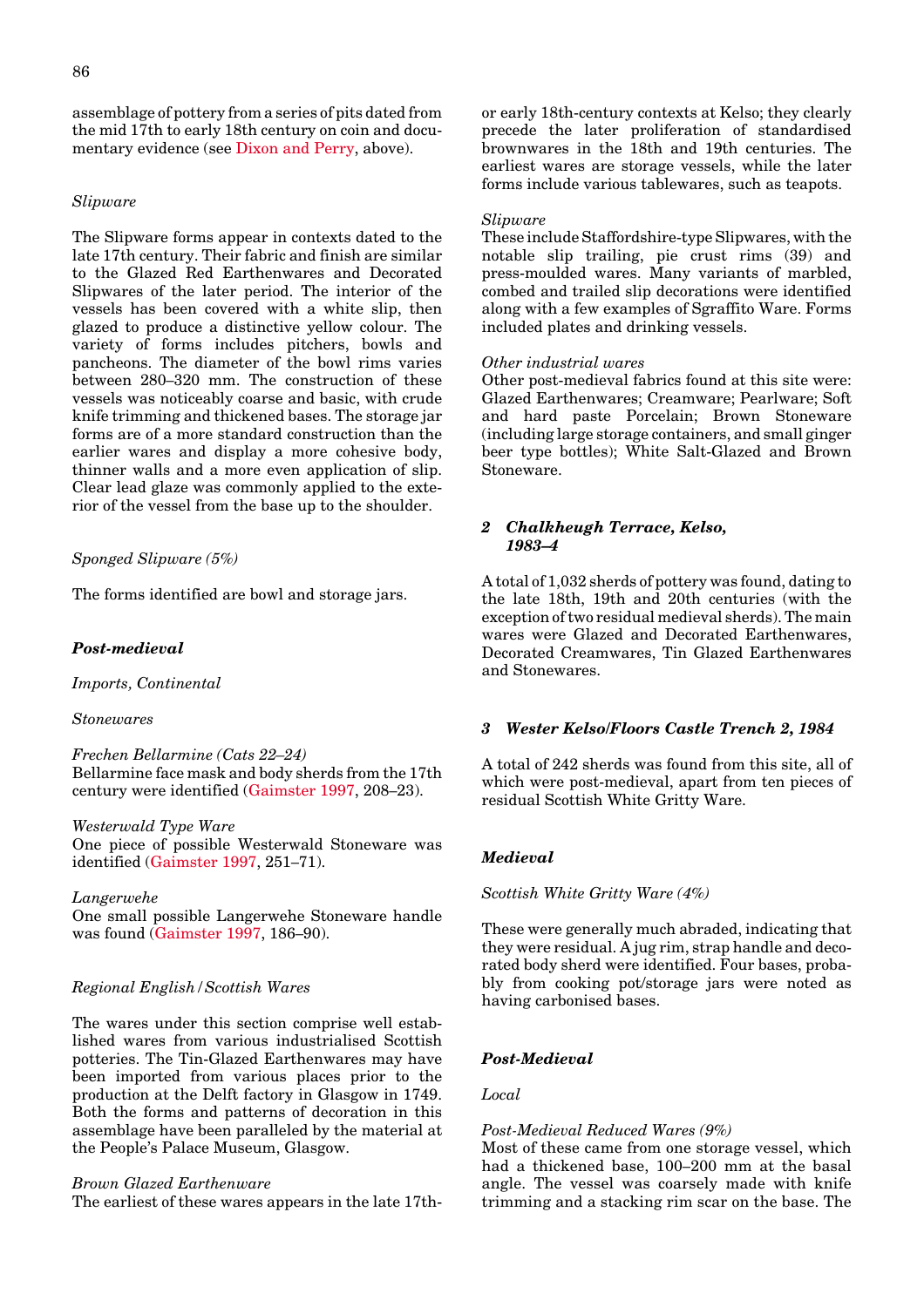assemblage of pottery from a series of pits dated from the mid 17th to early 18th century on coin and documentary evidence (see Dixon and Perry, above).

*Slipware*

The Slipware forms appear in contexts dated to the late 17th century. Their fabric and finish are similar to the Glazed Red Earthenwares and Decorated Slipwares of the later period. The interior of the vessels has been covered with a white slip, then glazed to produce a distinctive yellow colour. The variety of forms includes pitchers, bowls and pancheons. The diameter of the bowl rims varies between 280–320 mm. The construction of these vessels was noticeably coarse and basic, with crude knife trimming and thickened bases. The storage jar forms are of a more standard construction than the earlier wares and display a more cohesive body, thinner walls and a more even application of slip. Clear lead glaze was commonly applied to the exterior of the vessel from the base up to the shoulder.

*Sponged Slipware (5%)*

The forms identified are bowl and storage jars.

### *Post-medieval*

*Imports, Continental*

*Stonewares*

*Frechen Bellarmine (Cats 22–24)*
Bellarmine face mask and body sherds from the 17th century were identified (Gaimster 1997, 208–23).

*Westerwald Type Ware*
One piece of possible Westerwald Stoneware was identified (Gaimster 1997, 251–71).

*Langerwehe*
One small possible Langerwehe Stoneware handle was found (Gaimster 1997, 186–90).

*Regional English / Scottish Wares*

The wares under this section comprise well established wares from various industrialised Scottish potteries. The Tin-Glazed Earthenwares may have been imported from various places prior to the production at the Delft factory in Glasgow in 1749. Both the forms and patterns of decoration in this assemblage have been paralleled by the material at the People's Palace Museum, Glasgow.

*Brown Glazed Earthenware*
The earliest of these wares appears in the late 17th- or early 18th-century contexts at Kelso; they clearly precede the later proliferation of standardised brownwares in the 18th and 19th centuries. The earliest wares are storage vessels, while the later forms include various tablewares, such as teapots.

*Slipware*
These include Staffordshire-type Slipwares, with the notable slip trailing, pie crust rims (39) and press-moulded wares. Many variants of marbled, combed and trailed slip decorations were identified along with a few examples of Sgraffito Ware. Forms included plates and drinking vessels.

*Other industrial wares*
Other post-medieval fabrics found at this site were: Glazed Earthenwares; Creamware; Pearlware; Soft and hard paste Porcelain; Brown Stoneware (including large storage containers, and small ginger beer type bottles); White Salt-Glazed and Brown Stoneware.

## *2 Chalkheugh Terrace, Kelso, 1983–4*

A total of 1,032 sherds of pottery was found, dating to the late 18th, 19th and 20th centuries (with the exception of two residual medieval sherds). The main wares were Glazed and Decorated Earthenwares, Decorated Creamwares, Tin Glazed Earthenwares and Stonewares.

## *3 Wester Kelso/Floors Castle Trench 2, 1984*

A total of 242 sherds was found from this site, all of which were post-medieval, apart from ten pieces of residual Scottish White Gritty Ware.

### *Medieval*

*Scottish White Gritty Ware (4%)*

These were generally much abraded, indicating that they were residual. A jug rim, strap handle and decorated body sherd were identified. Four bases, probably from cooking pot/storage jars were noted as having carbonised bases.

### *Post-Medieval*

*Local*

*Post-Medieval Reduced Wares (9%)*
Most of these came from one storage vessel, which had a thickened base, 100–200 mm at the basal angle. The vessel was coarsely made with knife trimming and a stacking rim scar on the base. The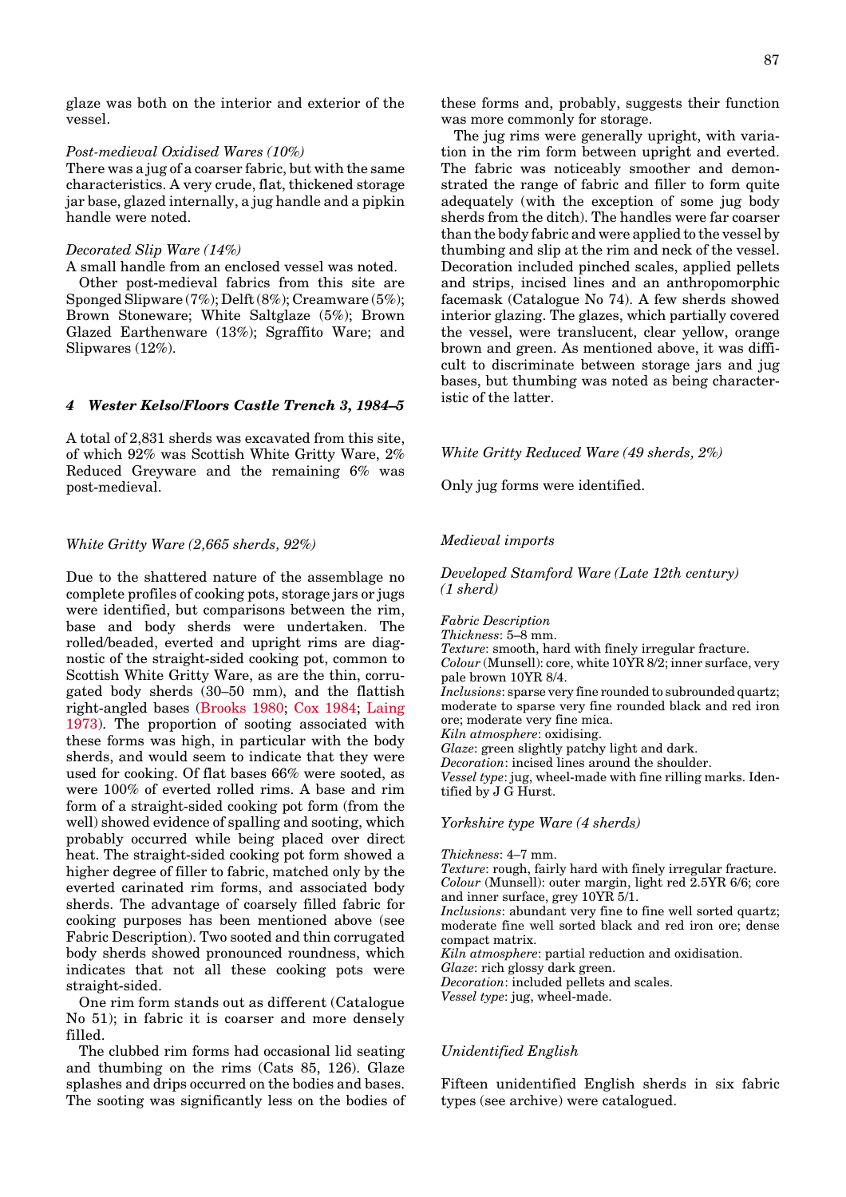glaze was both on the interior and exterior of the vessel.

*Post-medieval Oxidised Wares (10%)*

There was a jug of a coarser fabric, but with the same characteristics. A very crude, flat, thickened storage jar base, glazed internally, a jug handle and a pipkin handle were noted.

*Decorated Slip Ware (14%)*

A small handle from an enclosed vessel was noted.

Other post-medieval fabrics from this site are Sponged Slipware (7%); Delft (8%); Creamware (5%); Brown Stoneware; White Saltglaze (5%); Brown Glazed Earthenware (13%); Sgraffito Ware; and Slipwares (12%).

### *4 Wester Kelso/Floors Castle Trench 3, 1984–5*

A total of 2,831 sherds was excavated from this site, of which 92% was Scottish White Gritty Ware, 2% Reduced Greyware and the remaining 6% was post-medieval.

*White Gritty Ware (2,665 sherds, 92%)*

Due to the shattered nature of the assemblage no complete profiles of cooking pots, storage jars or jugs were identified, but comparisons between the rim, base and body sherds were undertaken. The rolled/beaded, everted and upright rims are diagnostic of the straight-sided cooking pot, common to Scottish White Gritty Ware, as are the thin, corrugated body sherds (30–50 mm), and the flattish right-angled bases (Brooks 1980; Cox 1984; Laing 1973). The proportion of sooting associated with these forms was high, in particular with the body sherds, and would seem to indicate that they were used for cooking. Of flat bases 66% were sooted, as were 100% of everted rolled rims. A base and rim form of a straight-sided cooking pot form (from the well) showed evidence of spalling and sooting, which probably occurred while being placed over direct heat. The straight-sided cooking pot form showed a higher degree of filler to fabric, matched only by the everted carinated rim forms, and associated body sherds. The advantage of coarsely filled fabric for cooking purposes has been mentioned above (see Fabric Description). Two sooted and thin corrugated body sherds showed pronounced roundness, which indicates that not all these cooking pots were straight-sided.

One rim form stands out as different (Catalogue No 51); in fabric it is coarser and more densely filled.

The clubbed rim forms had occasional lid seating and thumbing on the rims (Cats 85, 126). Glaze splashes and drips occurred on the bodies and bases. The sooting was significantly less on the bodies of these forms and, probably, suggests their function was more commonly for storage.

The jug rims were generally upright, with variation in the rim form between upright and everted. The fabric was noticeably smoother and demonstrated the range of fabric and filler to form quite adequately (with the exception of some jug body sherds from the ditch). The handles were far coarser than the body fabric and were applied to the vessel by thumbing and slip at the rim and neck of the vessel. Decoration included pinched scales, applied pellets and strips, incised lines and an anthropomorphic facemask (Catalogue No 74). A few sherds showed interior glazing. The glazes, which partially covered the vessel, were translucent, clear yellow, orange brown and green. As mentioned above, it was difficult to discriminate between storage jars and jug bases, but thumbing was noted as being characteristic of the latter.

*White Gritty Reduced Ware (49 sherds, 2%)*

Only jug forms were identified.

*Medieval imports*

*Developed Stamford Ware (Late 12th century) (1 sherd)*

*Fabric Description*
*Thickness*: 5–8 mm.
*Texture*: smooth, hard with finely irregular fracture.
*Colour* (Munsell): core, white 10YR 8/2; inner surface, very pale brown 10YR 8/4.
*Inclusions*: sparse very fine rounded to subrounded quartz; moderate to sparse very fine rounded black and red iron ore; moderate very fine mica.
*Kiln atmosphere*: oxidising.
*Glaze*: green slightly patchy light and dark.
*Decoration*: incised lines around the shoulder.
*Vessel type*: jug, wheel-made with fine rilling marks. Identified by J G Hurst.

*Yorkshire type Ware (4 sherds)*

*Thickness*: 4–7 mm.
*Texture*: rough, fairly hard with finely irregular fracture.
*Colour* (Munsell): outer margin, light red 2.5YR 6/6; core and inner surface, grey 10YR 5/1.
*Inclusions*: abundant very fine to fine well sorted quartz; moderate fine well sorted black and red iron ore; dense compact matrix.
*Kiln atmosphere*: partial reduction and oxidisation.
*Glaze*: rich glossy dark green.
*Decoration*: included pellets and scales.
*Vessel type*: jug, wheel-made.

*Unidentified English*

Fifteen unidentified English sherds in six fabric types (see archive) were catalogued.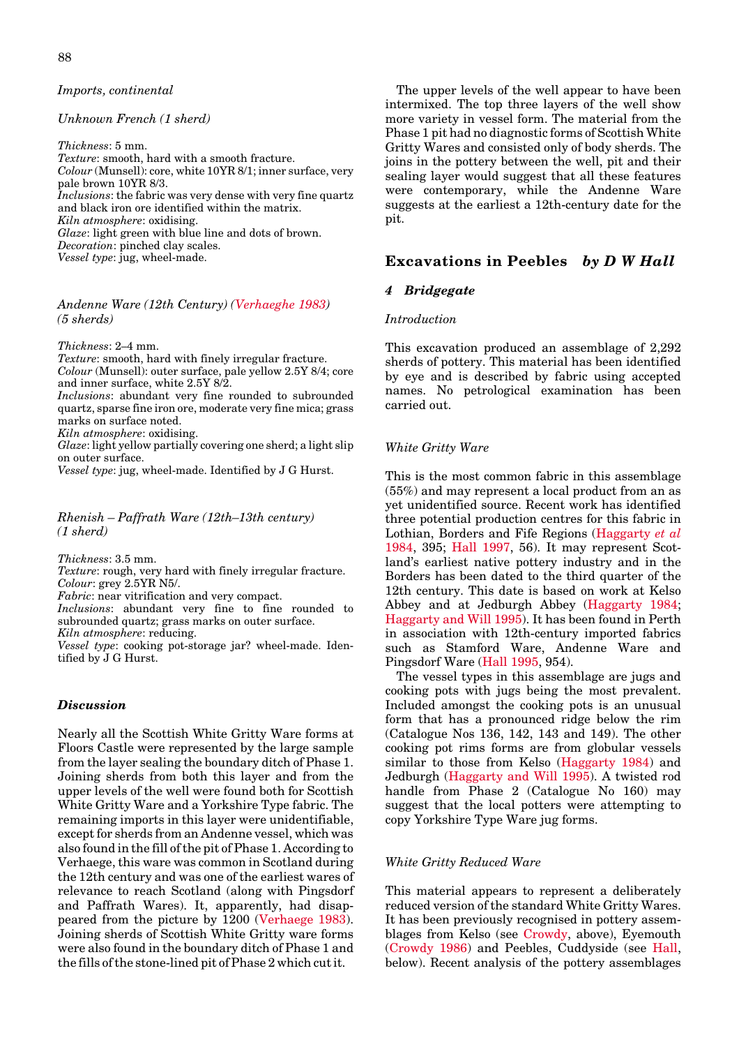*Imports, continental*

*Unknown French (1 sherd)*

*Thickness*: 5 mm.
*Texture*: smooth, hard with a smooth fracture.
*Colour* (Munsell): core, white 10YR 8/1; inner surface, very pale brown 10YR 8/3.
*Inclusions*: the fabric was very dense with very fine quartz and black iron ore identified within the matrix.
*Kiln atmosphere*: oxidising.
*Glaze*: light green with blue line and dots of brown.
*Decoration*: pinched clay scales.
*Vessel type*: jug, wheel-made.

*Andenne Ware (12th Century) (Verhaeghe 1983) (5 sherds)*

*Thickness*: 2–4 mm.
*Texture*: smooth, hard with finely irregular fracture.
*Colour* (Munsell): outer surface, pale yellow 2.5Y 8/4; core and inner surface, white 2.5Y 8/2.
*Inclusions*: abundant very fine rounded to subrounded quartz, sparse fine iron ore, moderate very fine mica; grass marks on surface noted.
*Kiln atmosphere*: oxidising.
*Glaze*: light yellow partially covering one sherd; a light slip on outer surface.
*Vessel type*: jug, wheel-made. Identified by J G Hurst.

*Rhenish – Paffrath Ware (12th–13th century) (1 sherd)*

*Thickness*: 3.5 mm.
*Texture*: rough, very hard with finely irregular fracture.
*Colour*: grey 2.5YR N5/.
*Fabric*: near vitrification and very compact.
*Inclusions*: abundant very fine to fine rounded to subrounded quartz; grass marks on outer surface.
*Kiln atmosphere*: reducing.
*Vessel type*: cooking pot-storage jar? wheel-made. Identified by J G Hurst.

### *Discussion*

Nearly all the Scottish White Gritty Ware forms at Floors Castle were represented by the large sample from the layer sealing the boundary ditch of Phase 1. Joining sherds from both this layer and from the upper levels of the well were found both for Scottish White Gritty Ware and a Yorkshire Type fabric. The remaining imports in this layer were unidentifiable, except for sherds from an Andenne vessel, which was also found in the fill of the pit of Phase 1. According to Verhaege, this ware was common in Scotland during the 12th century and was one of the earliest wares of relevance to reach Scotland (along with Pingsdorf and Paffrath Wares). It, apparently, had disappeared from the picture by 1200 (Verhaege 1983). Joining sherds of Scottish White Gritty ware forms were also found in the boundary ditch of Phase 1 and the fills of the stone-lined pit of Phase 2 which cut it.

The upper levels of the well appear to have been intermixed. The top three layers of the well show more variety in vessel form. The material from the Phase 1 pit had no diagnostic forms of Scottish White Gritty Wares and consisted only of body sherds. The joins in the pottery between the well, pit and their sealing layer would suggest that all these features were contemporary, while the Andenne Ware suggests at the earliest a 12th-century date for the pit.

## Excavations in Peebles *by D W Hall*

### *4 Bridgegate*

*Introduction*

This excavation produced an assemblage of 2,292 sherds of pottery. This material has been identified by eye and is described by fabric using accepted names. No petrological examination has been carried out.

*White Gritty Ware*

This is the most common fabric in this assemblage (55%) and may represent a local product from an as yet unidentified source. Recent work has identified three potential production centres for this fabric in Lothian, Borders and Fife Regions (Haggarty *et al* 1984, 395; Hall 1997, 56). It may represent Scotland's earliest native pottery industry and in the Borders has been dated to the third quarter of the 12th century. This date is based on work at Kelso Abbey and at Jedburgh Abbey (Haggarty 1984; Haggarty and Will 1995). It has been found in Perth in association with 12th-century imported fabrics such as Stamford Ware, Andenne Ware and Pingsdorf Ware (Hall 1995, 954).

The vessel types in this assemblage are jugs and cooking pots with jugs being the most prevalent. Included amongst the cooking pots is an unusual form that has a pronounced ridge below the rim (Catalogue Nos 136, 142, 143 and 149). The other cooking pot rims forms are from globular vessels similar to those from Kelso (Haggarty 1984) and Jedburgh (Haggarty and Will 1995). A twisted rod handle from Phase 2 (Catalogue No 160) may suggest that the local potters were attempting to copy Yorkshire Type Ware jug forms.

*White Gritty Reduced Ware*

This material appears to represent a deliberately reduced version of the standard White Gritty Wares. It has been previously recognised in pottery assemblages from Kelso (see Crowdy, above), Eyemouth (Crowdy 1986) and Peebles, Cuddyside (see Hall, below). Recent analysis of the pottery assemblages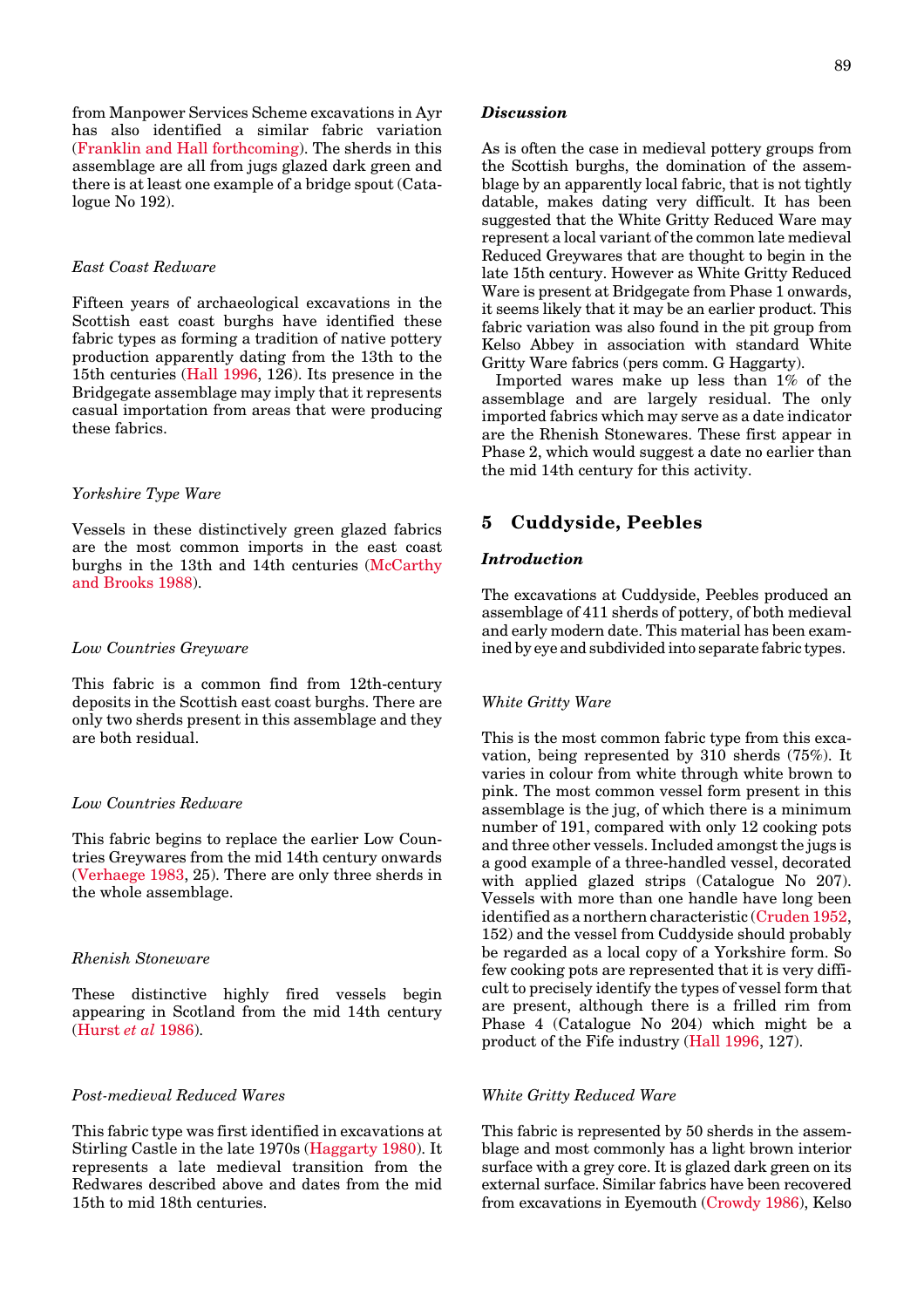from Manpower Services Scheme excavations in Ayr has also identified a similar fabric variation (Franklin and Hall forthcoming). The sherds in this assemblage are all from jugs glazed dark green and there is at least one example of a bridge spout (Catalogue No 192).

*East Coast Redware*

Fifteen years of archaeological excavations in the Scottish east coast burghs have identified these fabric types as forming a tradition of native pottery production apparently dating from the 13th to the 15th centuries (Hall 1996, 126). Its presence in the Bridgegate assemblage may imply that it represents casual importation from areas that were producing these fabrics.

*Yorkshire Type Ware*

Vessels in these distinctively green glazed fabrics are the most common imports in the east coast burghs in the 13th and 14th centuries (McCarthy and Brooks 1988).

*Low Countries Greyware*

This fabric is a common find from 12th-century deposits in the Scottish east coast burghs. There are only two sherds present in this assemblage and they are both residual.

*Low Countries Redware*

This fabric begins to replace the earlier Low Countries Greywares from the mid 14th century onwards (Verhaege 1983, 25). There are only three sherds in the whole assemblage.

*Rhenish Stoneware*

These distinctive highly fired vessels begin appearing in Scotland from the mid 14th century (Hurst *et al* 1986).

*Post-medieval Reduced Wares*

This fabric type was first identified in excavations at Stirling Castle in the late 1970s (Haggarty 1980). It represents a late medieval transition from the Redwares described above and dates from the mid 15th to mid 18th centuries.

***Discussion***

As is often the case in medieval pottery groups from the Scottish burghs, the domination of the assemblage by an apparently local fabric, that is not tightly datable, makes dating very difficult. It has been suggested that the White Gritty Reduced Ware may represent a local variant of the common late medieval Reduced Greywares that are thought to begin in the late 15th century. However as White Gritty Reduced Ware is present at Bridgegate from Phase 1 onwards, it seems likely that it may be an earlier product. This fabric variation was also found in the pit group from Kelso Abbey in association with standard White Gritty Ware fabrics (pers comm. G Haggarty).

Imported wares make up less than 1% of the assemblage and are largely residual. The only imported fabrics which may serve as a date indicator are the Rhenish Stonewares. These first appear in Phase 2, which would suggest a date no earlier than the mid 14th century for this activity.

## 5 Cuddyside, Peebles

***Introduction***

The excavations at Cuddyside, Peebles produced an assemblage of 411 sherds of pottery, of both medieval and early modern date. This material has been examined by eye and subdivided into separate fabric types.

*White Gritty Ware*

This is the most common fabric type from this excavation, being represented by 310 sherds (75%). It varies in colour from white through white brown to pink. The most common vessel form present in this assemblage is the jug, of which there is a minimum number of 191, compared with only 12 cooking pots and three other vessels. Included amongst the jugs is a good example of a three-handled vessel, decorated with applied glazed strips (Catalogue No 207). Vessels with more than one handle have long been identified as a northern characteristic (Cruden 1952, 152) and the vessel from Cuddyside should probably be regarded as a local copy of a Yorkshire form. So few cooking pots are represented that it is very difficult to precisely identify the types of vessel form that are present, although there is a frilled rim from Phase 4 (Catalogue No 204) which might be a product of the Fife industry (Hall 1996, 127).

*White Gritty Reduced Ware*

This fabric is represented by 50 sherds in the assemblage and most commonly has a light brown interior surface with a grey core. It is glazed dark green on its external surface. Similar fabrics have been recovered from excavations in Eyemouth (Crowdy 1986), Kelso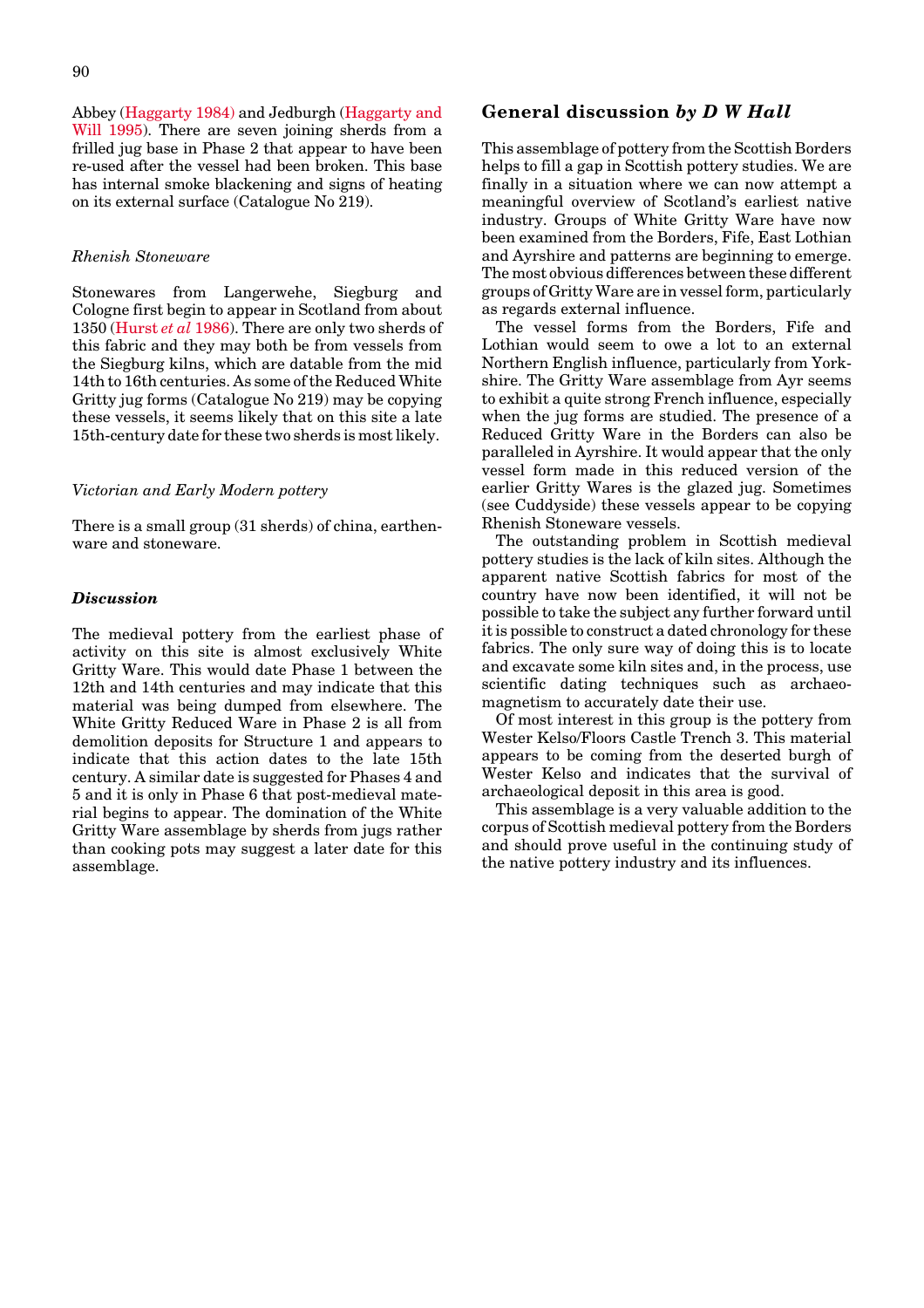Abbey (Haggarty 1984) and Jedburgh (Haggarty and Will 1995). There are seven joining sherds from a frilled jug base in Phase 2 that appear to have been re-used after the vessel had been broken. This base has internal smoke blackening and signs of heating on its external surface (Catalogue No 219).

### *Rhenish Stoneware*

Stonewares from Langerwehe, Siegburg and Cologne first begin to appear in Scotland from about 1350 (Hurst *et al* 1986). There are only two sherds of this fabric and they may both be from vessels from the Siegburg kilns, which are datable from the mid 14th to 16th centuries. As some of the Reduced White Gritty jug forms (Catalogue No 219) may be copying these vessels, it seems likely that on this site a late 15th-century date for these two sherds is most likely.

### *Victorian and Early Modern pottery*

There is a small group (31 sherds) of china, earthenware and stoneware.

### ***Discussion***

The medieval pottery from the earliest phase of activity on this site is almost exclusively White Gritty Ware. This would date Phase 1 between the 12th and 14th centuries and may indicate that this material was being dumped from elsewhere. The White Gritty Reduced Ware in Phase 2 is all from demolition deposits for Structure 1 and appears to indicate that this action dates to the late 15th century. A similar date is suggested for Phases 4 and 5 and it is only in Phase 6 that post-medieval material begins to appear. The domination of the White Gritty Ware assemblage by sherds from jugs rather than cooking pots may suggest a later date for this assemblage.

## General discussion *by D W Hall*

This assemblage of pottery from the Scottish Borders helps to fill a gap in Scottish pottery studies. We are finally in a situation where we can now attempt a meaningful overview of Scotland's earliest native industry. Groups of White Gritty Ware have now been examined from the Borders, Fife, East Lothian and Ayrshire and patterns are beginning to emerge. The most obvious differences between these different groups of Gritty Ware are in vessel form, particularly as regards external influence.

The vessel forms from the Borders, Fife and Lothian would seem to owe a lot to an external Northern English influence, particularly from Yorkshire. The Gritty Ware assemblage from Ayr seems to exhibit a quite strong French influence, especially when the jug forms are studied. The presence of a Reduced Gritty Ware in the Borders can also be paralleled in Ayrshire. It would appear that the only vessel form made in this reduced version of the earlier Gritty Wares is the glazed jug. Sometimes (see Cuddyside) these vessels appear to be copying Rhenish Stoneware vessels.

The outstanding problem in Scottish medieval pottery studies is the lack of kiln sites. Although the apparent native Scottish fabrics for most of the country have now been identified, it will not be possible to take the subject any further forward until it is possible to construct a dated chronology for these fabrics. The only sure way of doing this is to locate and excavate some kiln sites and, in the process, use scientific dating techniques such as archaeomagnetism to accurately date their use.

Of most interest in this group is the pottery from Wester Kelso/Floors Castle Trench 3. This material appears to be coming from the deserted burgh of Wester Kelso and indicates that the survival of archaeological deposit in this area is good.

This assemblage is a very valuable addition to the corpus of Scottish medieval pottery from the Borders and should prove useful in the continuing study of the native pottery industry and its influences.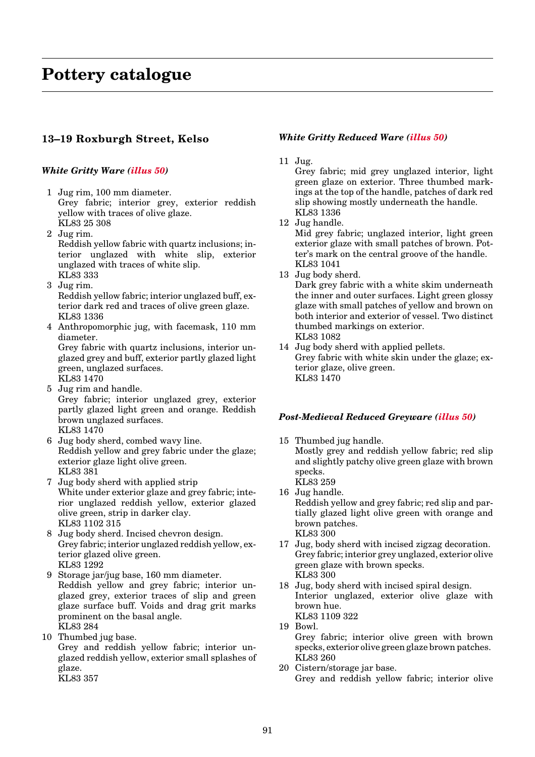# Pottery catalogue

## 13–19 Roxburgh Street, Kelso

### *White Gritty Ware (illus 50)*

1 Jug rim, 100 mm diameter.
Grey fabric; interior grey, exterior reddish yellow with traces of olive glaze.
KL83 25 308

2 Jug rim.
Reddish yellow fabric with quartz inclusions; interior unglazed with white slip, exterior unglazed with traces of white slip.
KL83 333

3 Jug rim.
Reddish yellow fabric; interior unglazed buff, exterior dark red and traces of olive green glaze.
KL83 1336

4 Anthropomorphic jug, with facemask, 110 mm diameter.
Grey fabric with quartz inclusions, interior unglazed grey and buff, exterior partly glazed light green, unglazed surfaces.
KL83 1470

5 Jug rim and handle.
Grey fabric; interior unglazed grey, exterior partly glazed light green and orange. Reddish brown unglazed surfaces.
KL83 1470

6 Jug body sherd, combed wavy line.
Reddish yellow and grey fabric under the glaze; exterior glaze light olive green.
KL83 381

7 Jug body sherd with applied strip
White under exterior glaze and grey fabric; interior unglazed reddish yellow, exterior glazed olive green, strip in darker clay.
KL83 1102 315

8 Jug body sherd. Incised chevron design.
Grey fabric; interior unglazed reddish yellow, exterior glazed olive green.
KL83 1292

9 Storage jar/jug base, 160 mm diameter.
Reddish yellow and grey fabric; interior unglazed grey, exterior traces of slip and green glaze surface buff. Voids and drag grit marks prominent on the basal angle.
KL83 284

10 Thumbed jug base.
Grey and reddish yellow fabric; interior unglazed reddish yellow, exterior small splashes of glaze.
KL83 357

### *White Gritty Reduced Ware (illus 50)*

11 Jug.
Grey fabric; mid grey unglazed interior, light green glaze on exterior. Three thumbed markings at the top of the handle, patches of dark red slip showing mostly underneath the handle.
KL83 1336

12 Jug handle.
Mid grey fabric; unglazed interior, light green exterior glaze with small patches of brown. Potter's mark on the central groove of the handle.
KL83 1041

13 Jug body sherd.
Dark grey fabric with a white skim underneath the inner and outer surfaces. Light green glossy glaze with small patches of yellow and brown on both interior and exterior of vessel. Two distinct thumbed markings on exterior.
KL83 1082

14 Jug body sherd with applied pellets.
Grey fabric with white skin under the glaze; exterior glaze, olive green.
KL83 1470

### *Post-Medieval Reduced Greyware (illus 50)*

15 Thumbed jug handle.
Mostly grey and reddish yellow fabric; red slip and slightly patchy olive green glaze with brown specks.
KL83 259

16 Jug handle.
Reddish yellow and grey fabric; red slip and partially glazed light olive green with orange and brown patches.
KL83 300

17 Jug, body sherd with incised zigzag decoration.
Grey fabric; interior grey unglazed, exterior olive green glaze with brown specks.
KL83 300

18 Jug, body sherd with incised spiral design.
Interior unglazed, exterior olive glaze with brown hue.
KL83 1109 322

19 Bowl.
Grey fabric; interior olive green with brown specks, exterior olive green glaze brown patches.
KL83 260

20 Cistern/storage jar base.
Grey and reddish yellow fabric; interior olive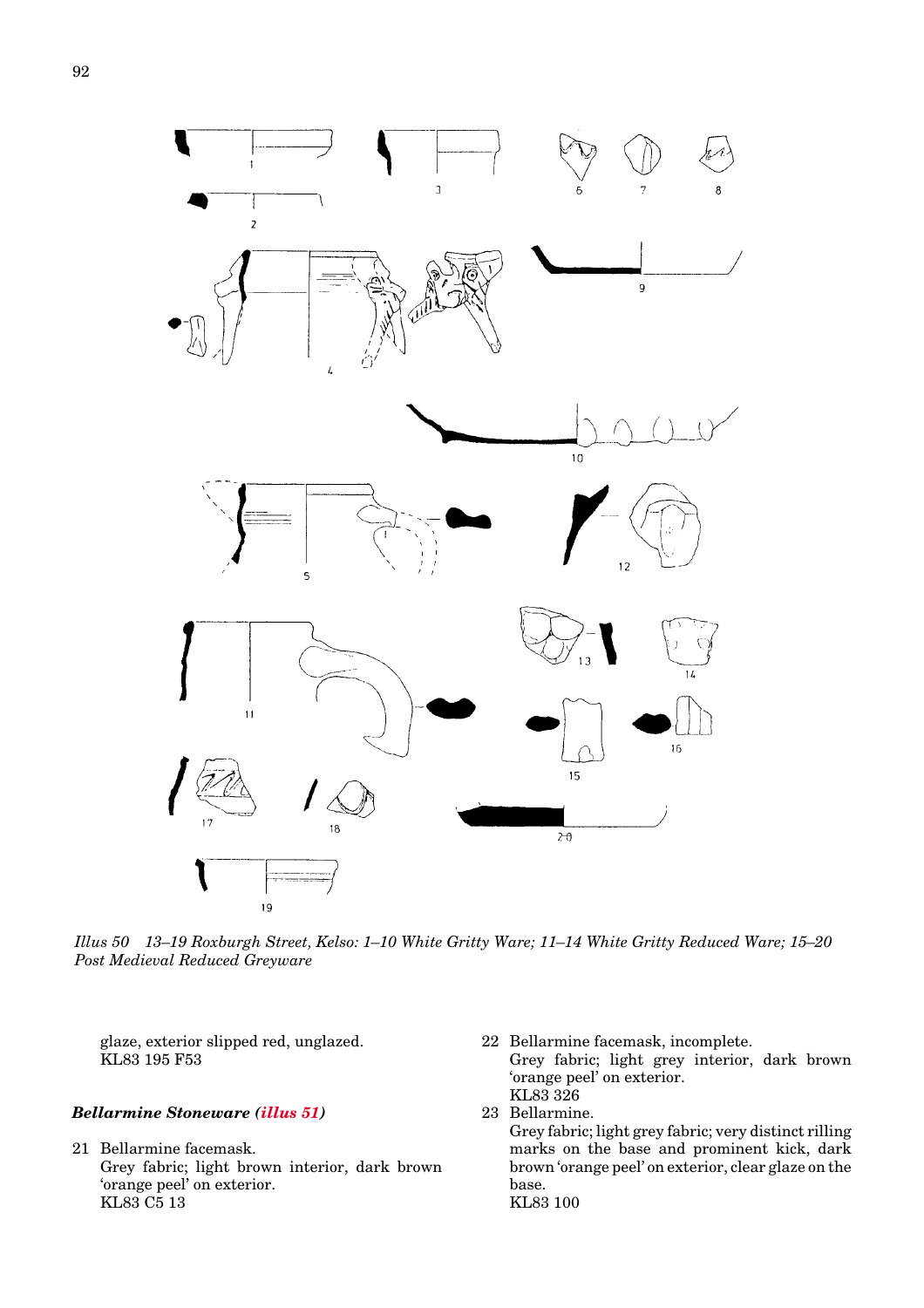*Illus 50 13–19 Roxburgh Street, Kelso: 1–10 White Gritty Ware; 11–14 White Gritty Reduced Ware; 15–20 Post Medieval Reduced Greyware*

glaze, exterior slipped red, unglazed.
KL83 195 F53

### *Bellarmine Stoneware (illus 51)*

21 Bellarmine facemask.
Grey fabric; light brown interior, dark brown 'orange peel' on exterior.
KL83 C5 13

22 Bellarmine facemask, incomplete.
Grey fabric; light grey interior, dark brown 'orange peel' on exterior.
KL83 326

23 Bellarmine.
Grey fabric; light grey fabric; very distinct rilling marks on the base and prominent kick, dark brown 'orange peel' on exterior, clear glaze on the base.
KL83 100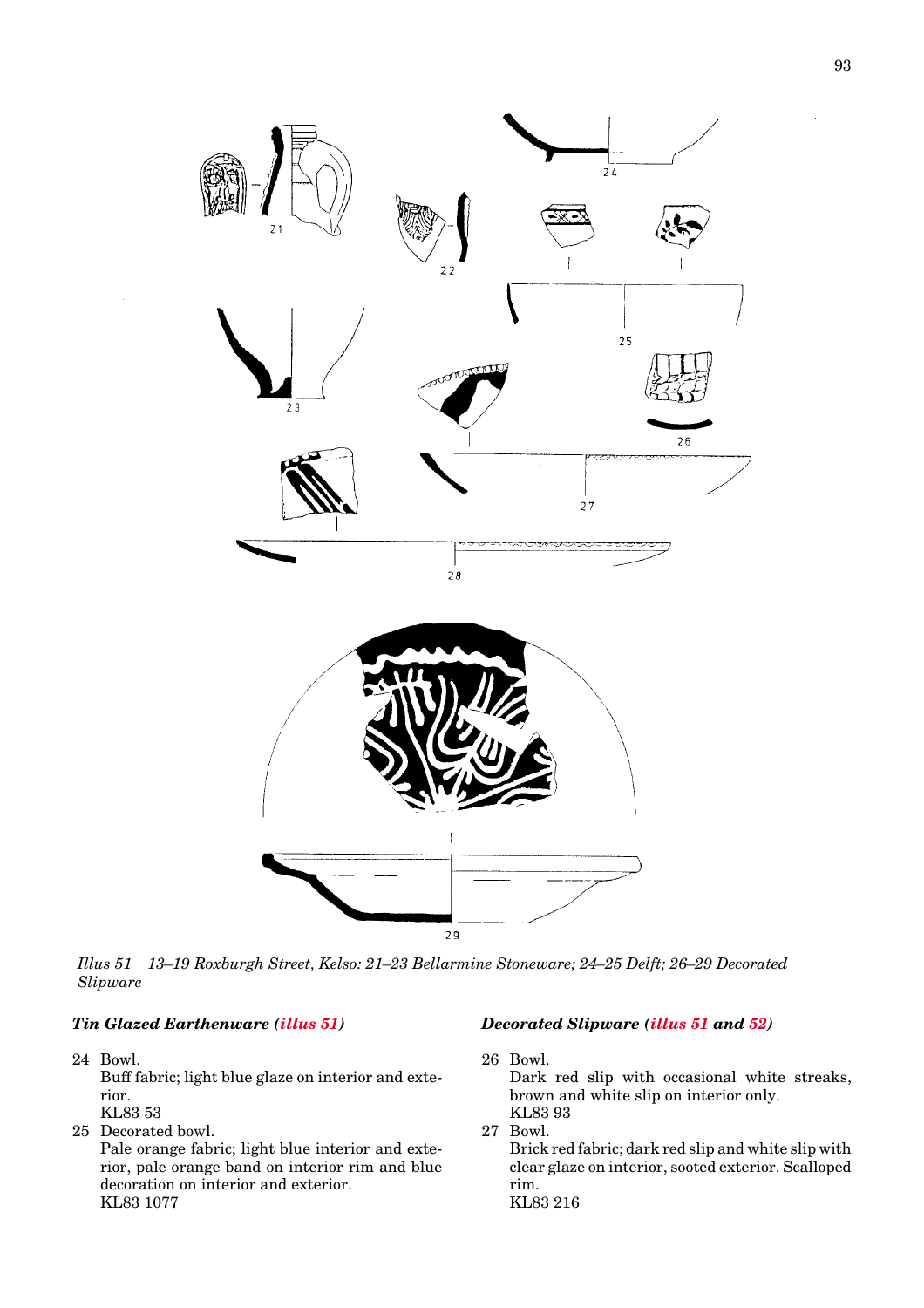*Illus 51 13–19 Roxburgh Street, Kelso: 21–23 Bellarmine Stoneware; 24–25 Delft; 26–29 Decorated Slipware*

### *Tin Glazed Earthenware (illus 51)*

24 Bowl.
Buff fabric; light blue glaze on interior and exterior.
KL83 53

25 Decorated bowl.
Pale orange fabric; light blue interior and exterior, pale orange band on interior rim and blue decoration on interior and exterior.
KL83 1077

### *Decorated Slipware (illus 51 and 52)*

26 Bowl.
Dark red slip with occasional white streaks, brown and white slip on interior only.
KL83 93

27 Bowl.
Brick red fabric; dark red slip and white slip with clear glaze on interior, sooted exterior. Scalloped rim.
KL83 216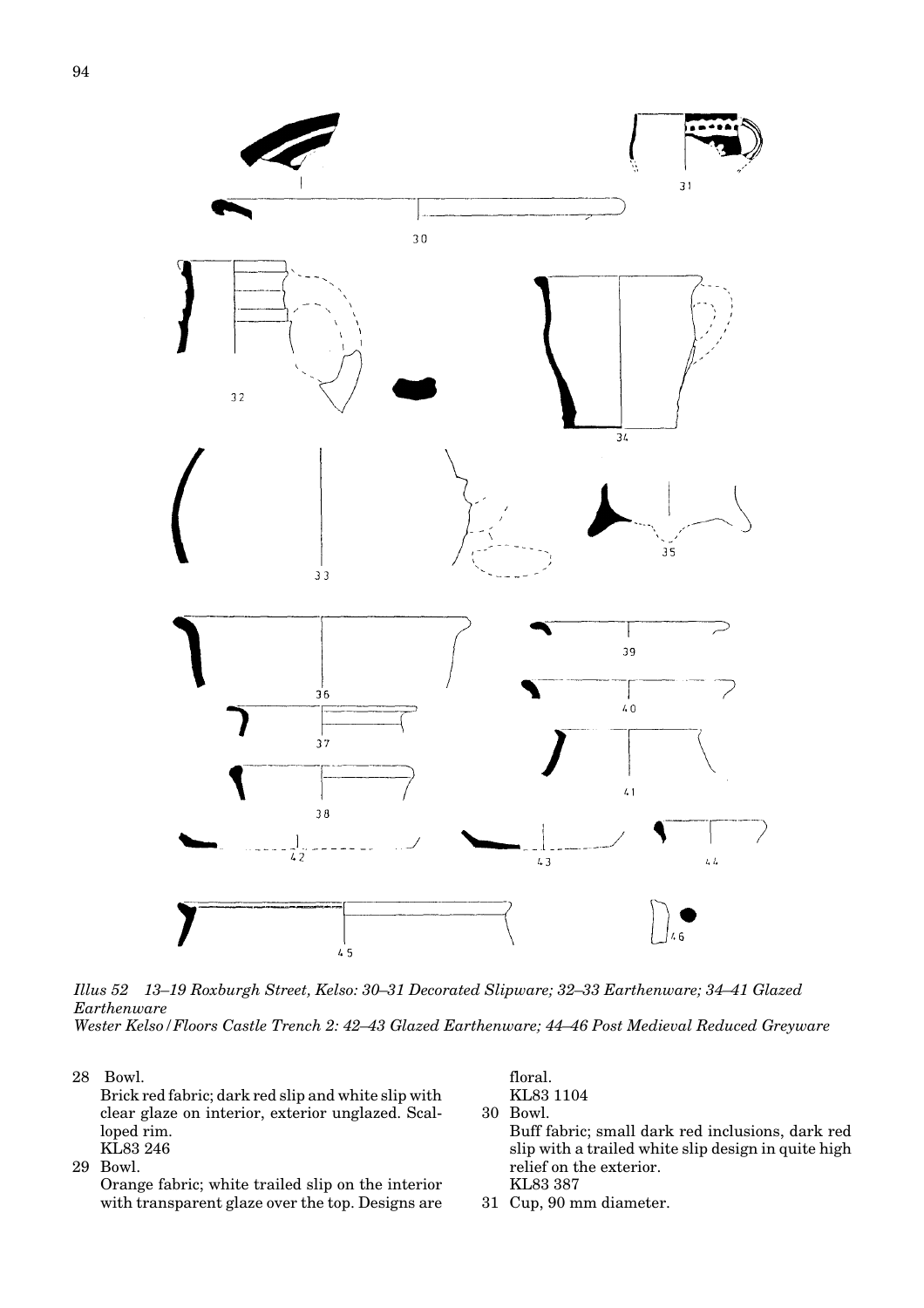*Illus 52 13–19 Roxburgh Street, Kelso: 30–31 Decorated Slipware; 32–33 Earthenware; 34–41 Glazed Earthenware*
*Wester Kelso / Floors Castle Trench 2: 42–43 Glazed Earthenware; 44–46 Post Medieval Reduced Greyware*

28 Bowl.
Brick red fabric; dark red slip and white slip with clear glaze on interior, exterior unglazed. Scalloped rim.
KL83 246

29 Bowl.
Orange fabric; white trailed slip on the interior with transparent glaze over the top. Designs are floral.
KL83 1104

30 Bowl.
Buff fabric; small dark red inclusions, dark red slip with a trailed white slip design in quite high relief on the exterior.
KL83 387

31 Cup, 90 mm diameter.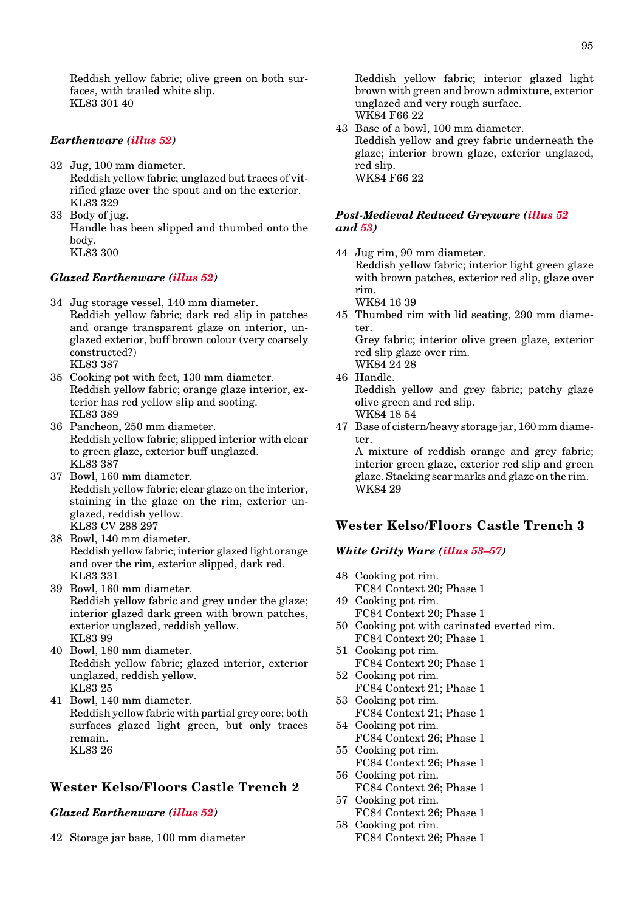Reddish yellow fabric; olive green on both surfaces, with trailed white slip.
KL83 301 40

### *Earthenware (illus 52)*

32 Jug, 100 mm diameter.
Reddish yellow fabric; unglazed but traces of vitrified glaze over the spout and on the exterior.
KL83 329

33 Body of jug.
Handle has been slipped and thumbed onto the body.
KL83 300

### *Glazed Earthenware (illus 52)*

34 Jug storage vessel, 140 mm diameter.
Reddish yellow fabric; dark red slip in patches and orange transparent glaze on interior, unglazed exterior, buff brown colour (very coarsely constructed?)
KL83 387

35 Cooking pot with feet, 130 mm diameter.
Reddish yellow fabric; orange glaze interior, exterior has red yellow slip and sooting.
KL83 389

36 Pancheon, 250 mm diameter.
Reddish yellow fabric; slipped interior with clear to green glaze, exterior buff unglazed.
KL83 387

37 Bowl, 160 mm diameter.
Reddish yellow fabric; clear glaze on the interior, staining in the glaze on the rim, exterior unglazed, reddish yellow.
KL83 CV 288 297

38 Bowl, 140 mm diameter.
Reddish yellow fabric; interior glazed light orange and over the rim, exterior slipped, dark red.
KL83 331

39 Bowl, 160 mm diameter.
Reddish yellow fabric and grey under the glaze; interior glazed dark green with brown patches, exterior unglazed, reddish yellow.
KL83 99

40 Bowl, 180 mm diameter.
Reddish yellow fabric; glazed interior, exterior unglazed, reddish yellow.
KL83 25

41 Bowl, 140 mm diameter.
Reddish yellow fabric with partial grey core; both surfaces glazed light green, but only traces remain.
KL83 26

## Wester Kelso/Floors Castle Trench 2

### *Glazed Earthenware (illus 52)*

42 Storage jar base, 100 mm diameter
Reddish yellow fabric; interior glazed light brown with green and brown admixture, exterior unglazed and very rough surface.
WK84 F66 22

43 Base of a bowl, 100 mm diameter.
Reddish yellow and grey fabric underneath the glaze; interior brown glaze, exterior unglazed, red slip.
WK84 F66 22

### *Post-Medieval Reduced Greyware (illus 52 and 53)*

44 Jug rim, 90 mm diameter.
Reddish yellow fabric; interior light green glaze with brown patches, exterior red slip, glaze over rim.
WK84 16 39

45 Thumbed rim with lid seating, 290 mm diameter.
Grey fabric; interior olive green glaze, exterior red slip glaze over rim.
WK84 24 28

46 Handle.
Reddish yellow and grey fabric; patchy glaze olive green and red slip.
WK84 18 54

47 Base of cistern/heavy storage jar, 160 mm diameter.
A mixture of reddish orange and grey fabric; interior green glaze, exterior red slip and green glaze. Stacking scar marks and glaze on the rim.
WK84 29

## Wester Kelso/Floors Castle Trench 3

### *White Gritty Ware (illus 53–57)*

48 Cooking pot rim.
FC84 Context 20; Phase 1

49 Cooking pot rim.
FC84 Context 20; Phase 1

50 Cooking pot with carinated everted rim.
FC84 Context 20; Phase 1

51 Cooking pot rim.
FC84 Context 20; Phase 1

52 Cooking pot rim.
FC84 Context 21; Phase 1

53 Cooking pot rim.
FC84 Context 21; Phase 1

54 Cooking pot rim.
FC84 Context 26; Phase 1

55 Cooking pot rim.
FC84 Context 26; Phase 1

56 Cooking pot rim.
FC84 Context 26; Phase 1

57 Cooking pot rim.
FC84 Context 26; Phase 1

58 Cooking pot rim.
FC84 Context 26; Phase 1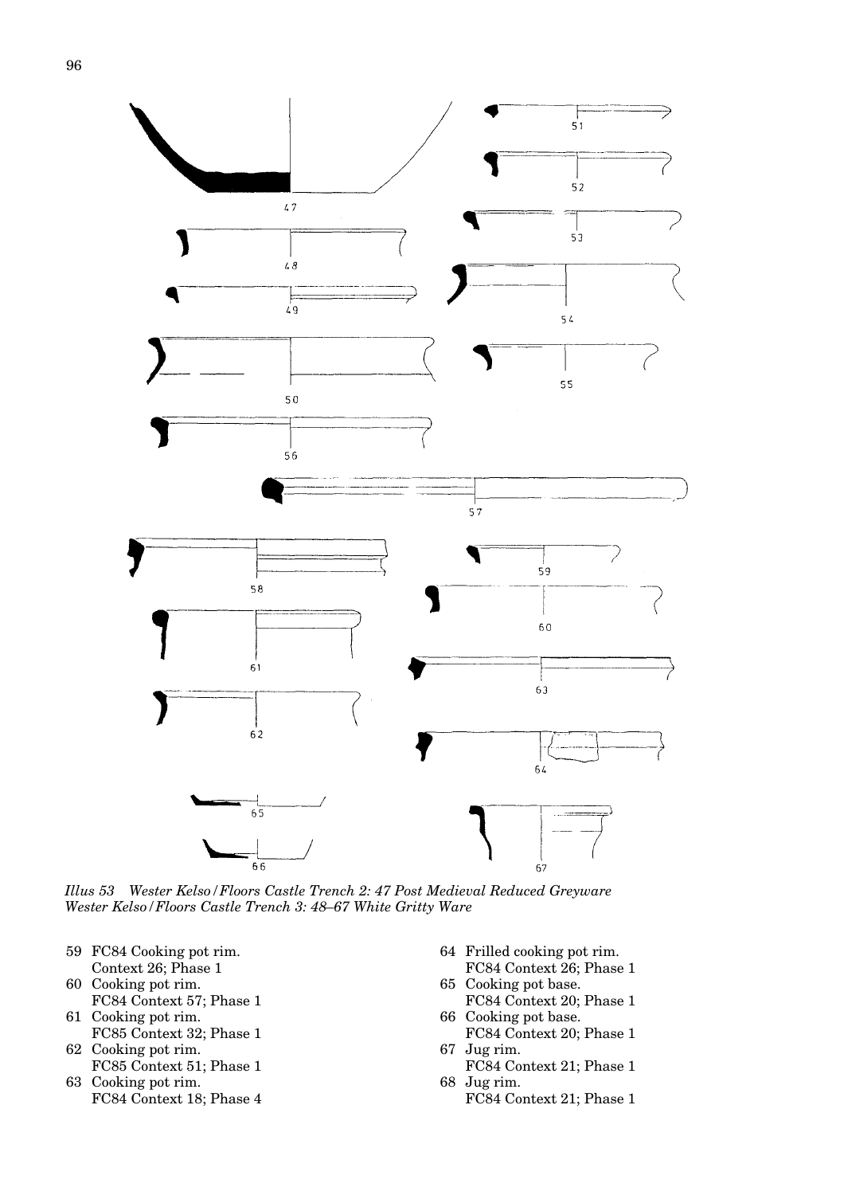*Illus 53 Wester Kelso/Floors Castle Trench 2: 47 Post Medieval Reduced Greyware*
*Wester Kelso/Floors Castle Trench 3: 48–67 White Gritty Ware*

59 FC84 Cooking pot rim.
Context 26; Phase 1

60 Cooking pot rim.
FC84 Context 57; Phase 1

61 Cooking pot rim.
FC85 Context 32; Phase 1

62 Cooking pot rim.
FC85 Context 51; Phase 1

63 Cooking pot rim.
FC84 Context 18; Phase 4

64 Frilled cooking pot rim.
FC84 Context 26; Phase 1

65 Cooking pot base.
FC84 Context 20; Phase 1

66 Cooking pot base.
FC84 Context 20; Phase 1

67 Jug rim.
FC84 Context 21; Phase 1

68 Jug rim.
FC84 Context 21; Phase 1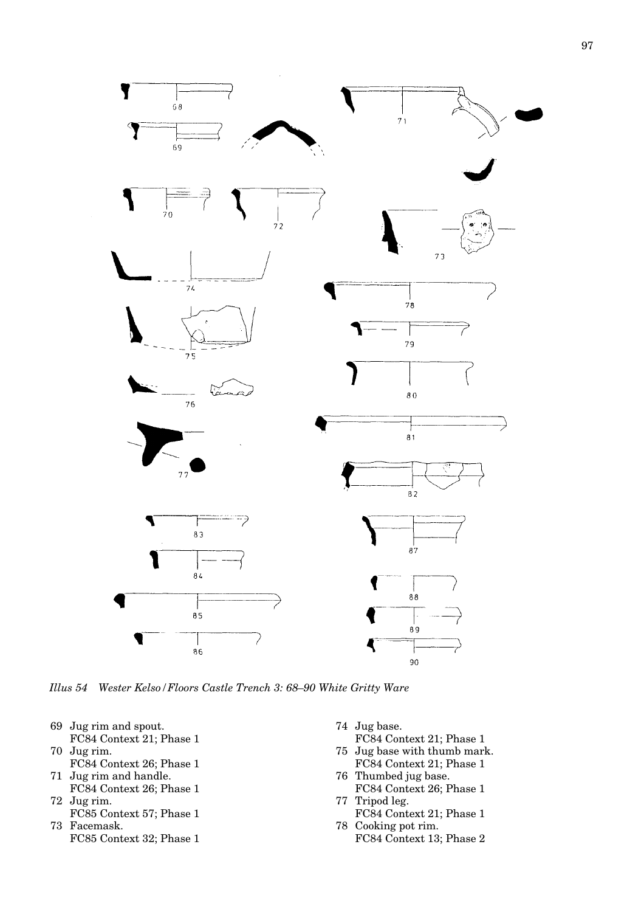*Illus 54 Wester Kelso/Floors Castle Trench 3: 68–90 White Gritty Ware*

69 Jug rim and spout.
FC84 Context 21; Phase 1

70 Jug rim.
FC84 Context 26; Phase 1

71 Jug rim and handle.
FC84 Context 26; Phase 1

72 Jug rim.
FC85 Context 57; Phase 1

73 Facemask.
FC85 Context 32; Phase 1

74 Jug base.
FC84 Context 21; Phase 1

75 Jug base with thumb mark.
FC84 Context 21; Phase 1

76 Thumbed jug base.
FC84 Context 26; Phase 1

77 Tripod leg.
FC84 Context 21; Phase 1

78 Cooking pot rim.
FC84 Context 13; Phase 2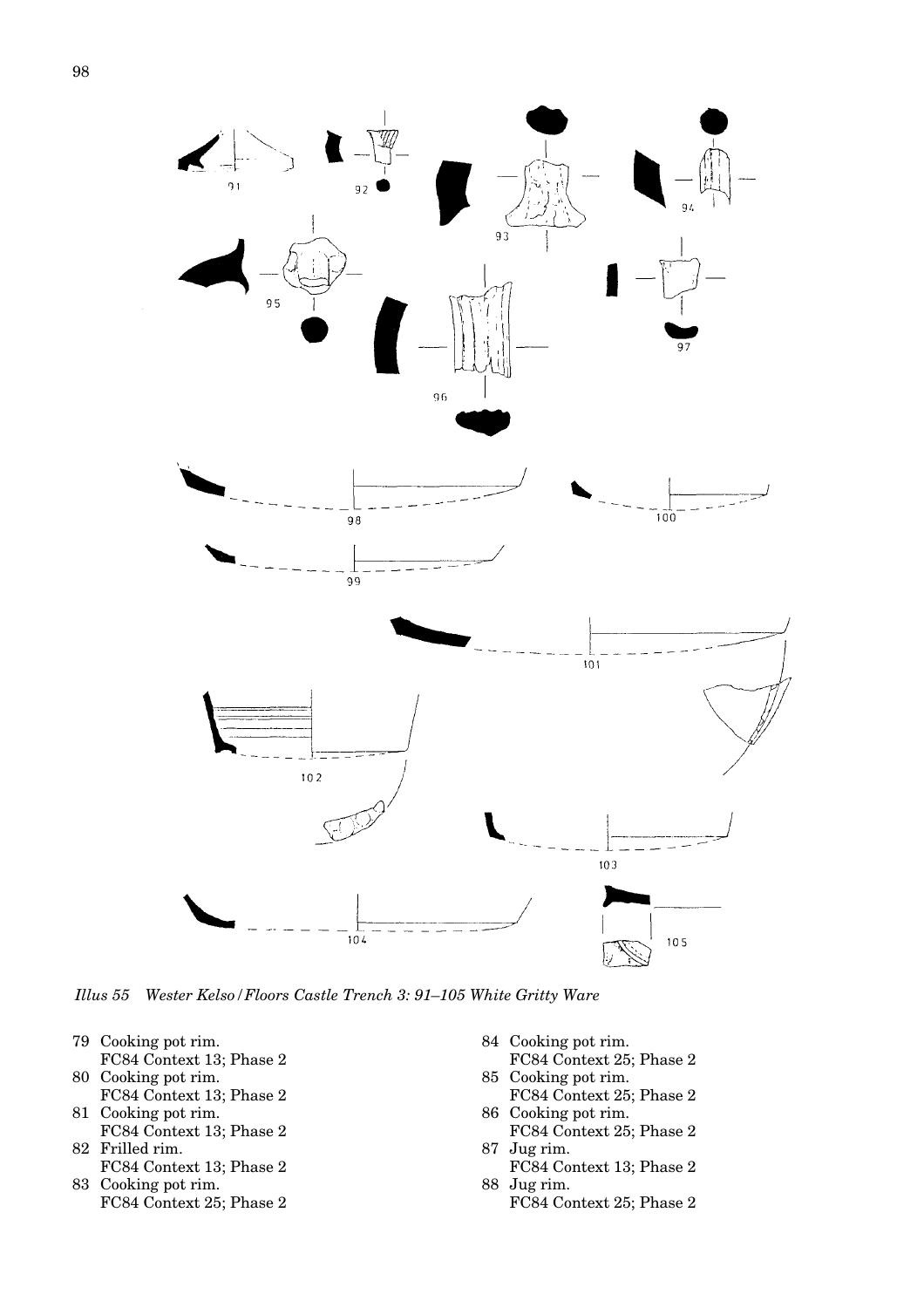*Illus 55 Wester Kelso/Floors Castle Trench 3: 91–105 White Gritty Ware*

79 Cooking pot rim.
   FC84 Context 13; Phase 2
80 Cooking pot rim.
   FC84 Context 13; Phase 2
81 Cooking pot rim.
   FC84 Context 13; Phase 2
82 Frilled rim.
   FC84 Context 13; Phase 2
83 Cooking pot rim.
   FC84 Context 25; Phase 2
84 Cooking pot rim.
   FC84 Context 25; Phase 2
85 Cooking pot rim.
   FC84 Context 25; Phase 2
86 Cooking pot rim.
   FC84 Context 25; Phase 2
87 Jug rim.
   FC84 Context 13; Phase 2
88 Jug rim.
   FC84 Context 25; Phase 2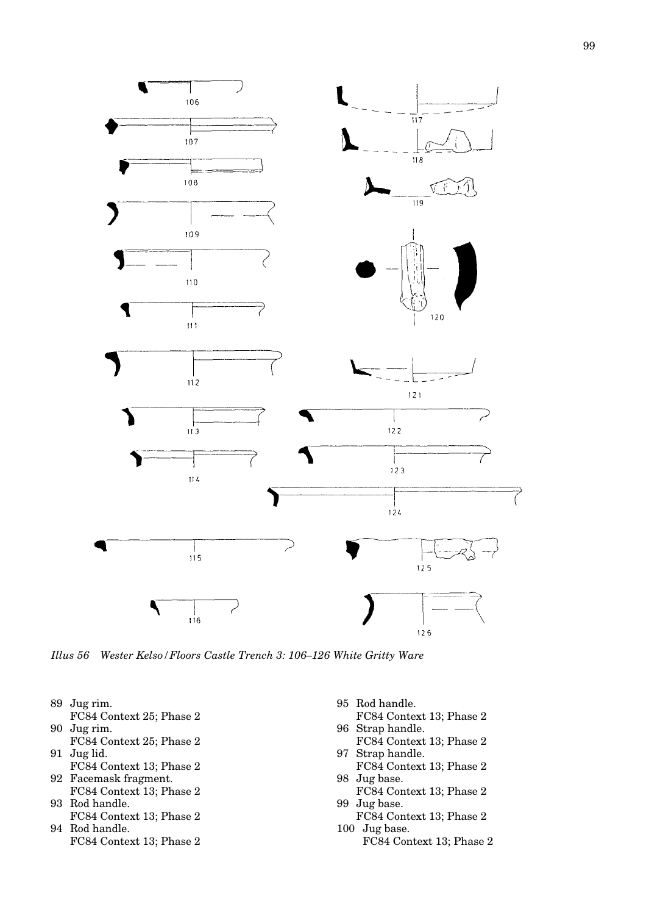*Illus 56 Wester Kelso/Floors Castle Trench 3: 106–126 White Gritty Ware*

89 Jug rim.
FC84 Context 25; Phase 2

90 Jug rim.
FC84 Context 25; Phase 2

91 Jug lid.
FC84 Context 13; Phase 2

92 Facemask fragment.
FC84 Context 13; Phase 2

93 Rod handle.
FC84 Context 13; Phase 2

94 Rod handle.
FC84 Context 13; Phase 2

95 Rod handle.
FC84 Context 13; Phase 2

96 Strap handle.
FC84 Context 13; Phase 2

97 Strap handle.
FC84 Context 13; Phase 2

98 Jug base.
FC84 Context 13; Phase 2

99 Jug base.
FC84 Context 13; Phase 2

100 Jug base.
FC84 Context 13; Phase 2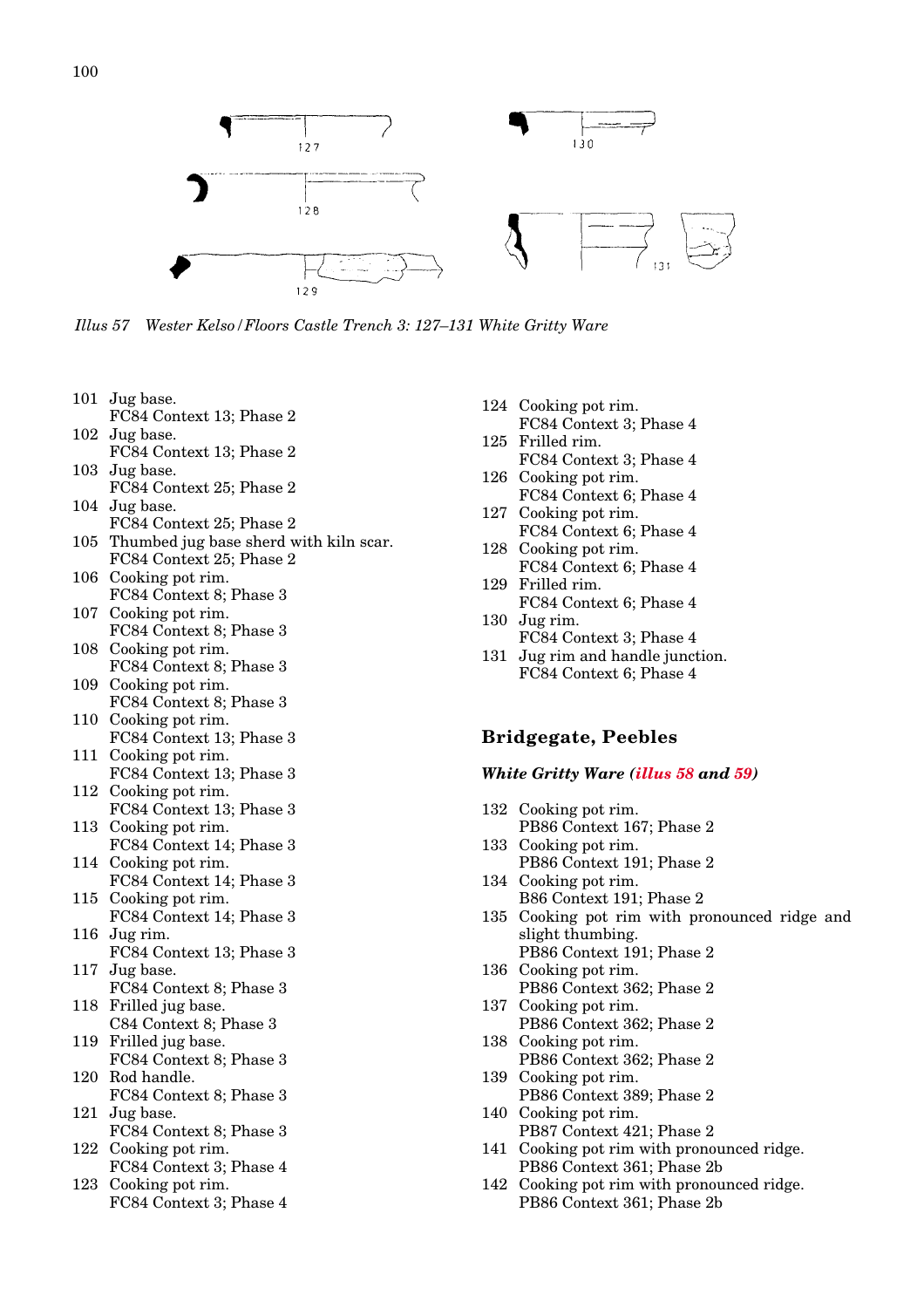*Illus 57 Wester Kelso/Floors Castle Trench 3: 127–131 White Gritty Ware*

101 Jug base.
FC84 Context 13; Phase 2

102 Jug base.
FC84 Context 13; Phase 2

103 Jug base.
FC84 Context 25; Phase 2

104 Jug base.
FC84 Context 25; Phase 2

105 Thumbed jug base sherd with kiln scar.
FC84 Context 25; Phase 2

106 Cooking pot rim.
FC84 Context 8; Phase 3

107 Cooking pot rim.
FC84 Context 8; Phase 3

108 Cooking pot rim.
FC84 Context 8; Phase 3

109 Cooking pot rim.
FC84 Context 8; Phase 3

110 Cooking pot rim.
FC84 Context 13; Phase 3

111 Cooking pot rim.
FC84 Context 13; Phase 3

112 Cooking pot rim.
FC84 Context 13; Phase 3

113 Cooking pot rim.
FC84 Context 14; Phase 3

114 Cooking pot rim.
FC84 Context 14; Phase 3

115 Cooking pot rim.
FC84 Context 14; Phase 3

116 Jug rim.
FC84 Context 13; Phase 3

117 Jug base.
FC84 Context 8; Phase 3

118 Frilled jug base.
C84 Context 8; Phase 3

119 Frilled jug base.
FC84 Context 8; Phase 3

120 Rod handle.
FC84 Context 8; Phase 3

121 Jug base.
FC84 Context 8; Phase 3

122 Cooking pot rim.
FC84 Context 3; Phase 4

123 Cooking pot rim.
FC84 Context 3; Phase 4

124 Cooking pot rim.
FC84 Context 3; Phase 4

125 Frilled rim.
FC84 Context 3; Phase 4

126 Cooking pot rim.
FC84 Context 6; Phase 4

127 Cooking pot rim.
FC84 Context 6; Phase 4

128 Cooking pot rim.
FC84 Context 6; Phase 4

129 Frilled rim.
FC84 Context 6; Phase 4

130 Jug rim.
FC84 Context 3; Phase 4

131 Jug rim and handle junction.
FC84 Context 6; Phase 4

## Bridgegate, Peebles

### *White Gritty Ware (illus 58 and 59)*

132 Cooking pot rim.
PB86 Context 167; Phase 2

133 Cooking pot rim.
PB86 Context 191; Phase 2

134 Cooking pot rim.
B86 Context 191; Phase 2

135 Cooking pot rim with pronounced ridge and slight thumbing.
PB86 Context 191; Phase 2

136 Cooking pot rim.
PB86 Context 362; Phase 2

137 Cooking pot rim.
PB86 Context 362; Phase 2

138 Cooking pot rim.
PB86 Context 362; Phase 2

139 Cooking pot rim.
PB86 Context 389; Phase 2

140 Cooking pot rim.
PB87 Context 421; Phase 2

141 Cooking pot rim with pronounced ridge.
PB86 Context 361; Phase 2b

142 Cooking pot rim with pronounced ridge.
PB86 Context 361; Phase 2b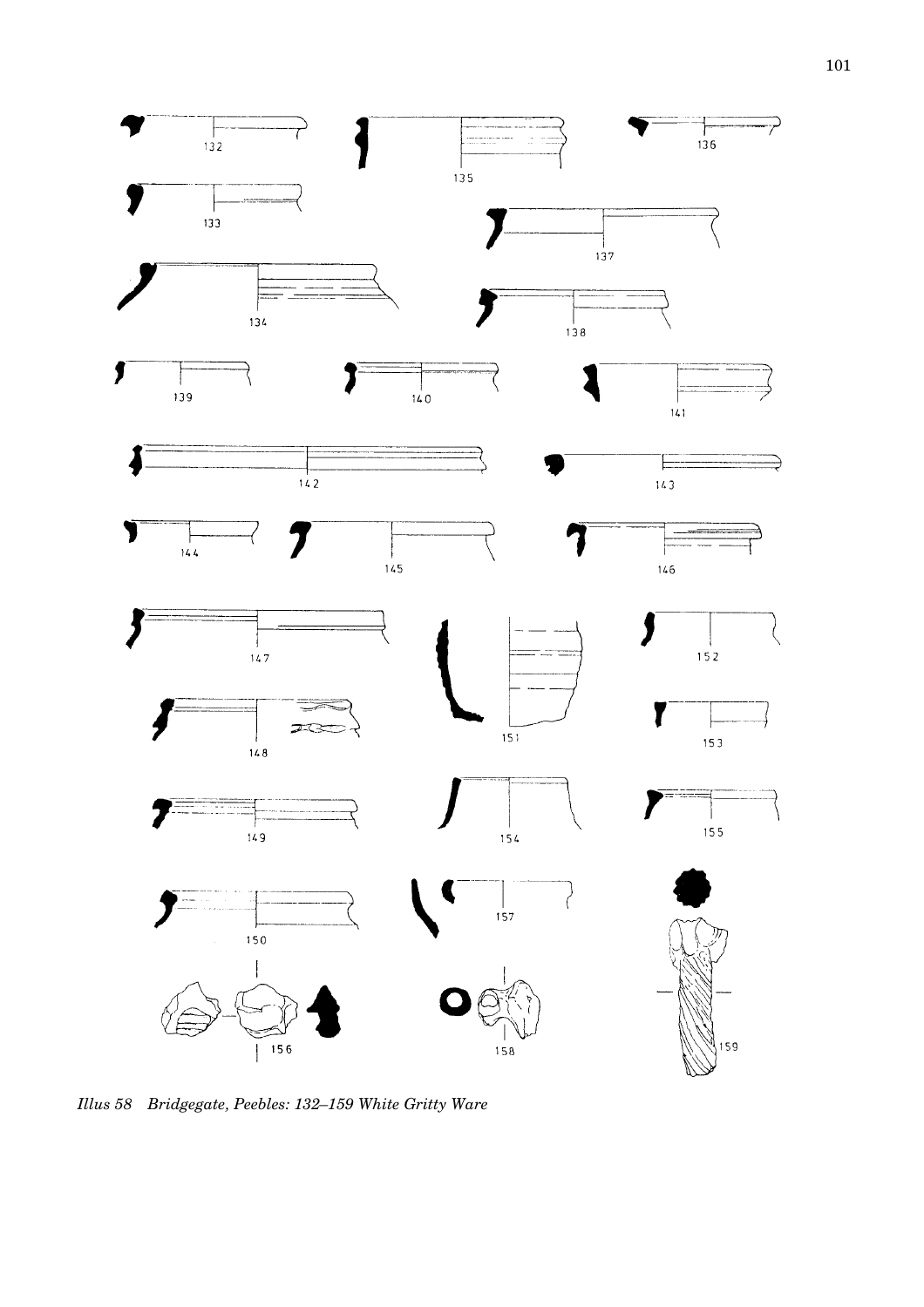*Illus 58 Bridgegate, Peebles: 132–159 White Gritty Ware*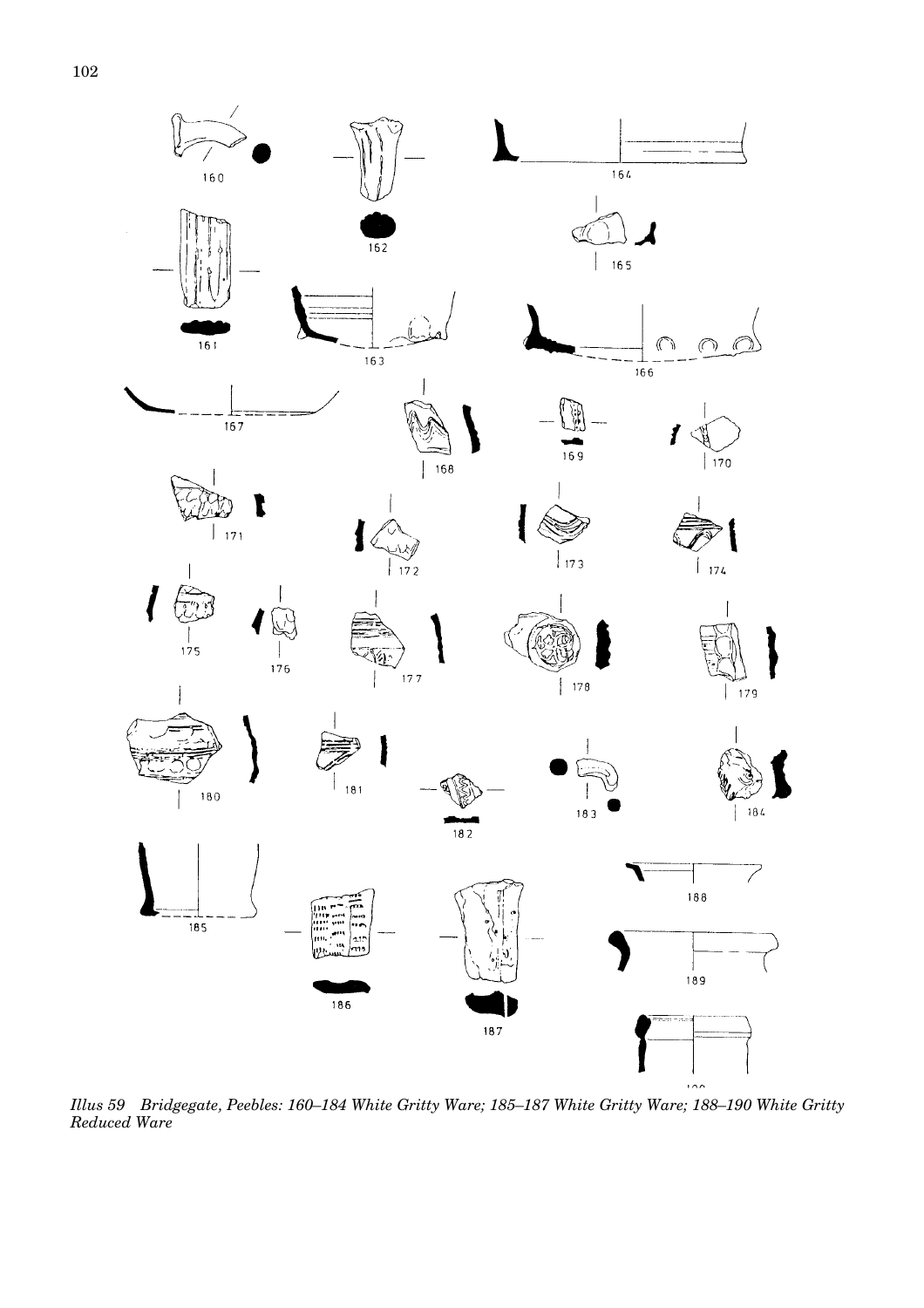*Illus 59 Bridgegate, Peebles: 160–184 White Gritty Ware; 185–187 White Gritty Ware; 188–190 White Gritty Reduced Ware*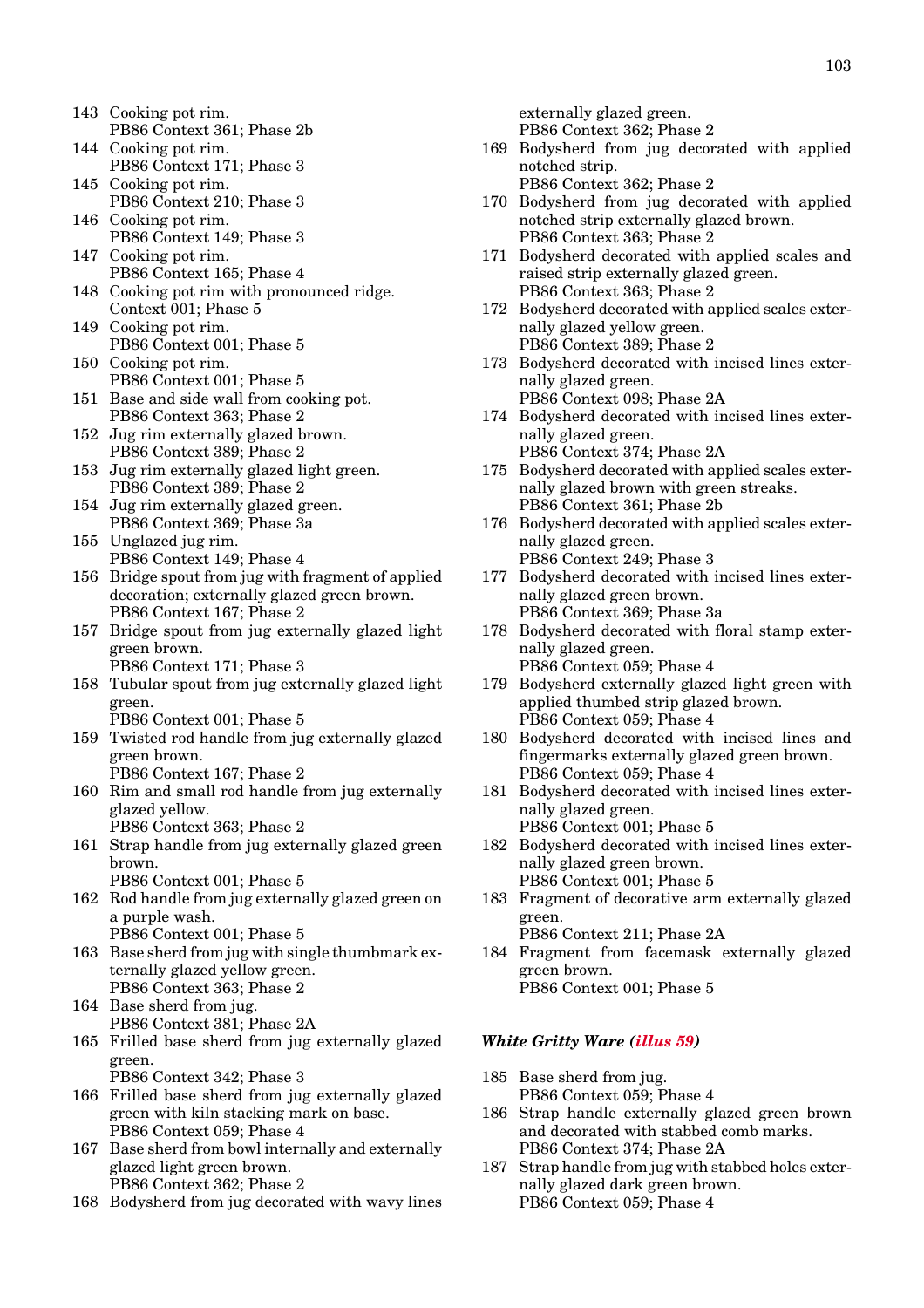143 Cooking pot rim.
PB86 Context 361; Phase 2b

144 Cooking pot rim.
PB86 Context 171; Phase 3

145 Cooking pot rim.
PB86 Context 210; Phase 3

146 Cooking pot rim.
PB86 Context 149; Phase 3

147 Cooking pot rim.
PB86 Context 165; Phase 4

148 Cooking pot rim with pronounced ridge.
Context 001; Phase 5

149 Cooking pot rim.
PB86 Context 001; Phase 5

150 Cooking pot rim.
PB86 Context 001; Phase 5

151 Base and side wall from cooking pot.
PB86 Context 363; Phase 2

152 Jug rim externally glazed brown.
PB86 Context 389; Phase 2

153 Jug rim externally glazed light green.
PB86 Context 389; Phase 2

154 Jug rim externally glazed green.
PB86 Context 369; Phase 3a

155 Unglazed jug rim.
PB86 Context 149; Phase 4

156 Bridge spout from jug with fragment of applied decoration; externally glazed green brown.
PB86 Context 167; Phase 2

157 Bridge spout from jug externally glazed light green brown.
PB86 Context 171; Phase 3

158 Tubular spout from jug externally glazed light green.
PB86 Context 001; Phase 5

159 Twisted rod handle from jug externally glazed green brown.
PB86 Context 167; Phase 2

160 Rim and small rod handle from jug externally glazed yellow.
PB86 Context 363; Phase 2

161 Strap handle from jug externally glazed green brown.
PB86 Context 001; Phase 5

162 Rod handle from jug externally glazed green on a purple wash.
PB86 Context 001; Phase 5

163 Base sherd from jug with single thumbmark externally glazed yellow green.
PB86 Context 363; Phase 2

164 Base sherd from jug.
PB86 Context 381; Phase 2A

165 Frilled base sherd from jug externally glazed green.
PB86 Context 342; Phase 3

166 Frilled base sherd from jug externally glazed green with kiln stacking mark on base.
PB86 Context 059; Phase 4

167 Base sherd from bowl internally and externally glazed light green brown.
PB86 Context 362; Phase 2

168 Bodysherd from jug decorated with wavy lines externally glazed green.
PB86 Context 362; Phase 2

169 Bodysherd from jug decorated with applied notched strip.
PB86 Context 362; Phase 2

170 Bodysherd from jug decorated with applied notched strip externally glazed brown.
PB86 Context 363; Phase 2

171 Bodysherd decorated with applied scales and raised strip externally glazed green.
PB86 Context 363; Phase 2

172 Bodysherd decorated with applied scales externally glazed yellow green.
PB86 Context 389; Phase 2

173 Bodysherd decorated with incised lines externally glazed green.
PB86 Context 098; Phase 2A

174 Bodysherd decorated with incised lines externally glazed green.
PB86 Context 374; Phase 2A

175 Bodysherd decorated with applied scales externally glazed brown with green streaks.
PB86 Context 361; Phase 2b

176 Bodysherd decorated with applied scales externally glazed green.
PB86 Context 249; Phase 3

177 Bodysherd decorated with incised lines externally glazed green brown.
PB86 Context 369; Phase 3a

178 Bodysherd decorated with floral stamp externally glazed green.
PB86 Context 059; Phase 4

179 Bodysherd externally glazed light green with applied thumbed strip glazed brown.
PB86 Context 059; Phase 4

180 Bodysherd decorated with incised lines and fingermarks externally glazed green brown.
PB86 Context 059; Phase 4

181 Bodysherd decorated with incised lines externally glazed green.
PB86 Context 001; Phase 5

182 Bodysherd decorated with incised lines externally glazed green brown.
PB86 Context 001; Phase 5

183 Fragment of decorative arm externally glazed green.
PB86 Context 211; Phase 2A

184 Fragment from facemask externally glazed green brown.
PB86 Context 001; Phase 5

***White Gritty Ware (illus 59)***

185 Base sherd from jug.
PB86 Context 059; Phase 4

186 Strap handle externally glazed green brown and decorated with stabbed comb marks.
PB86 Context 374; Phase 2A

187 Strap handle from jug with stabbed holes externally glazed dark green brown.
PB86 Context 059; Phase 4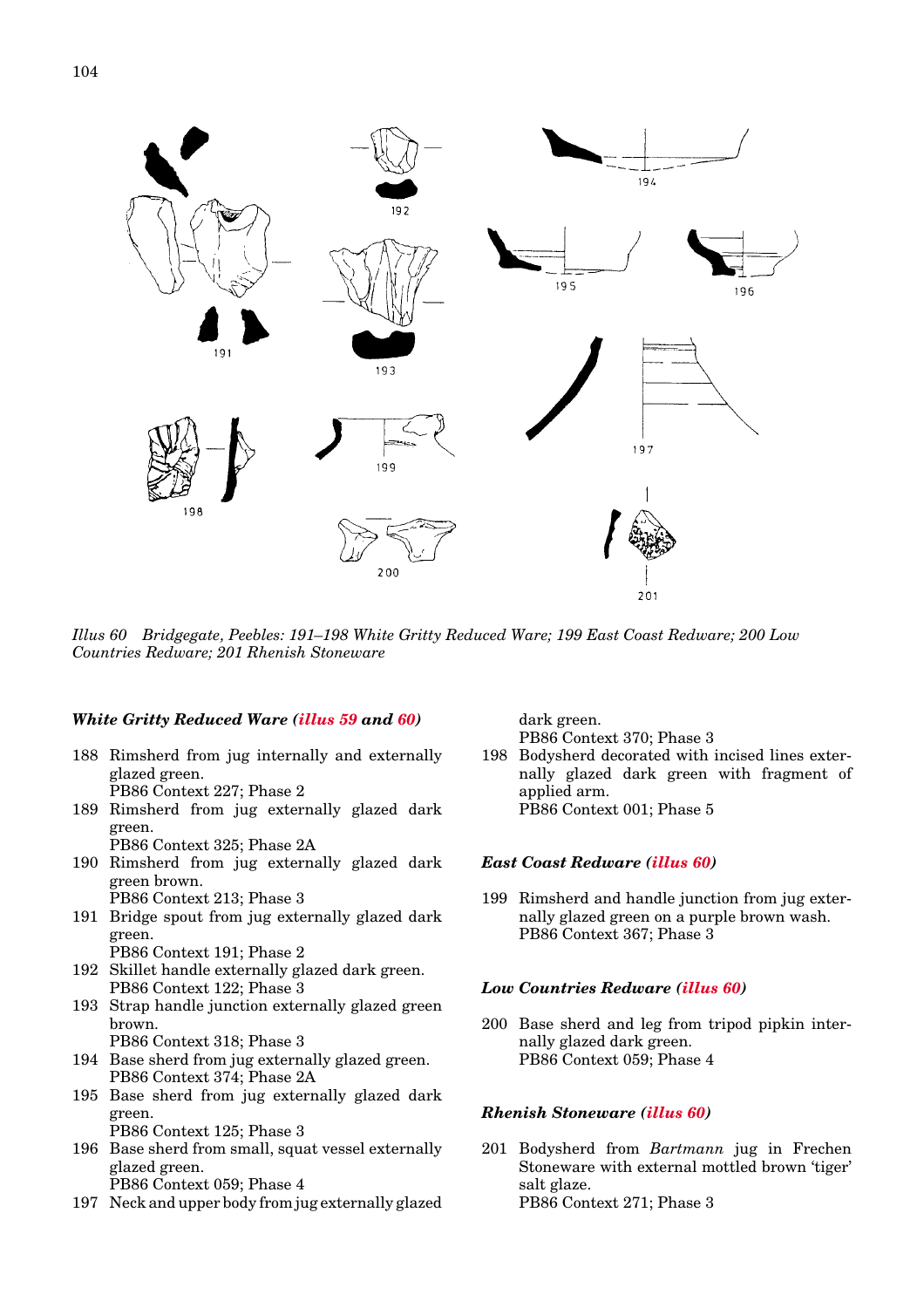*Illus 60 Bridgegate, Peebles: 191–198 White Gritty Reduced Ware; 199 East Coast Redware; 200 Low Countries Redware; 201 Rhenish Stoneware*

### *White Gritty Reduced Ware (illus 59 and 60)*

188 Rimsherd from jug internally and externally glazed green.
PB86 Context 227; Phase 2

189 Rimsherd from jug externally glazed dark green.
PB86 Context 325; Phase 2A

190 Rimsherd from jug externally glazed dark green brown.
PB86 Context 213; Phase 3

191 Bridge spout from jug externally glazed dark green.
PB86 Context 191; Phase 2

192 Skillet handle externally glazed dark green.
PB86 Context 122; Phase 3

193 Strap handle junction externally glazed green brown.
PB86 Context 318; Phase 3

194 Base sherd from jug externally glazed green.
PB86 Context 374; Phase 2A

195 Base sherd from jug externally glazed dark green.
PB86 Context 125; Phase 3

196 Base sherd from small, squat vessel externally glazed green.
PB86 Context 059; Phase 4

197 Neck and upper body from jug externally glazed dark green.
PB86 Context 370; Phase 3

198 Bodysherd decorated with incised lines externally glazed dark green with fragment of applied arm.
PB86 Context 001; Phase 5

### *East Coast Redware (illus 60)*

199 Rimsherd and handle junction from jug externally glazed green on a purple brown wash.
PB86 Context 367; Phase 3

### *Low Countries Redware (illus 60)*

200 Base sherd and leg from tripod pipkin internally glazed dark green.
PB86 Context 059; Phase 4

### *Rhenish Stoneware (illus 60)*

201 Bodysherd from *Bartmann* jug in Frechen Stoneware with external mottled brown 'tiger' salt glaze.
PB86 Context 271; Phase 3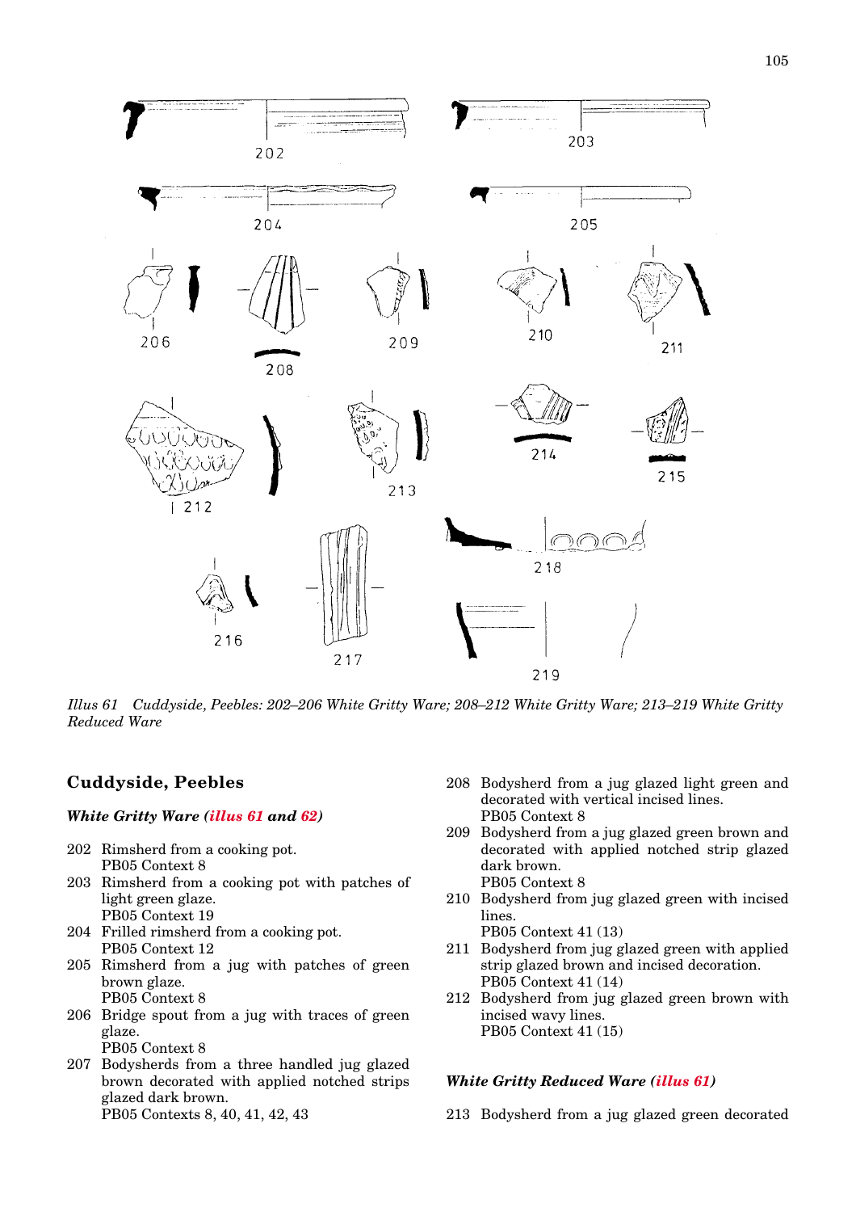*Illus 61 Cuddyside, Peebles: 202–206 White Gritty Ware; 208–212 White Gritty Ware; 213–219 White Gritty Reduced Ware*

## Cuddyside, Peebles

### *White Gritty Ware (illus 61 and 62)*

202 Rimsherd from a cooking pot.
PB05 Context 8

203 Rimsherd from a cooking pot with patches of light green glaze.
PB05 Context 19

204 Frilled rimsherd from a cooking pot.
PB05 Context 12

205 Rimsherd from a jug with patches of green brown glaze.
PB05 Context 8

206 Bridge spout from a jug with traces of green glaze.
PB05 Context 8

207 Bodysherds from a three handled jug glazed brown decorated with applied notched strips glazed dark brown.
PB05 Contexts 8, 40, 41, 42, 43

208 Bodysherd from a jug glazed light green and decorated with vertical incised lines.
PB05 Context 8

209 Bodysherd from a jug glazed green brown and decorated with applied notched strip glazed dark brown.
PB05 Context 8

210 Bodysherd from jug glazed green with incised lines.
PB05 Context 41 (13)

211 Bodysherd from jug glazed green with applied strip glazed brown and incised decoration.
PB05 Context 41 (14)

212 Bodysherd from jug glazed green brown with incised wavy lines.
PB05 Context 41 (15)

### *White Gritty Reduced Ware (illus 61)*

213 Bodysherd from a jug glazed green decorated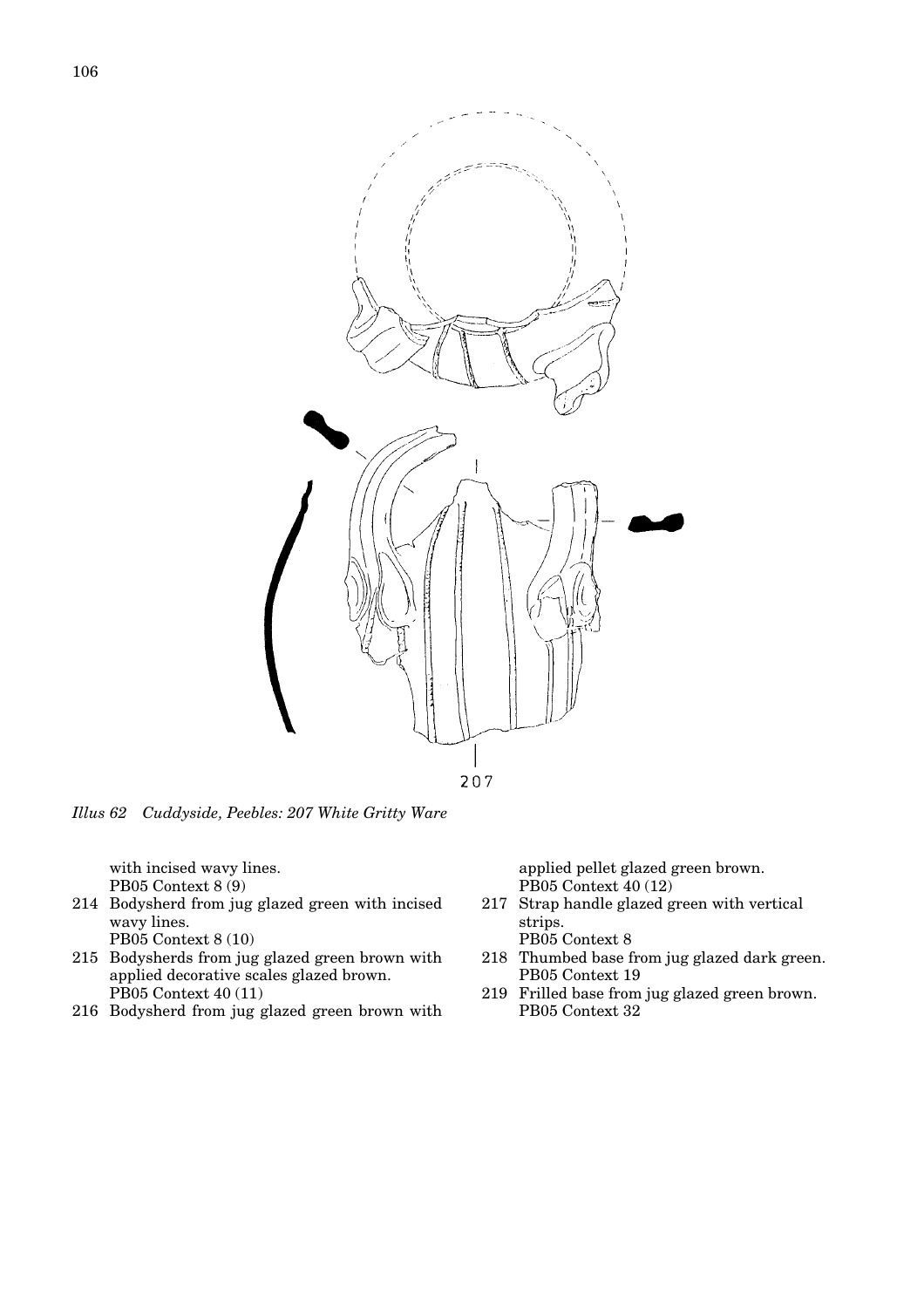207

*Illus 62 Cuddyside, Peebles: 207 White Gritty Ware*

with incised wavy lines.
PB05 Context 8 (9)

214 Bodysherd from jug glazed green with incised wavy lines.
PB05 Context 8 (10)

215 Bodysherds from jug glazed green brown with applied decorative scales glazed brown.
PB05 Context 40 (11)

216 Bodysherd from jug glazed green brown with applied pellet glazed green brown.
PB05 Context 40 (12)

217 Strap handle glazed green with vertical strips.
PB05 Context 8

218 Thumbed base from jug glazed dark green.
PB05 Context 19

219 Frilled base from jug glazed green brown.
PB05 Context 32